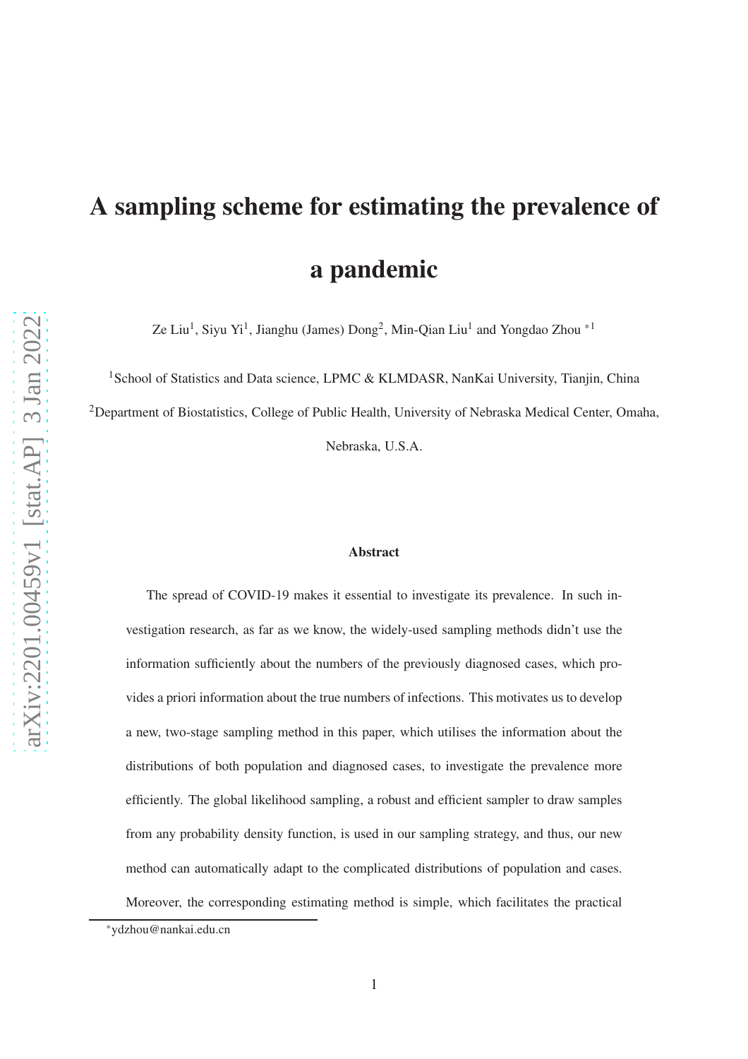# A sampling scheme for estimating the prevalence of a pandemic

Ze Liu[1], Siyu Yi[1], Jianghu (James) Dong[2], Min-Qian Liu[1] and Yongdao Zhou [*1]

[1]School of Statistics and Data science, LPMC & KLMDASR, NanKai University, Tianjin, China

[2]Department of Biostatistics, College of Public Health, University of Nebraska Medical Center, Omaha, Nebraska, U.S.A.

### Abstract

The spread of COVID-19 makes it essential to investigate its prevalence. In such investigation research, as far as we know, the widely-used sampling methods didn't use the information sufficiently about the numbers of the previously diagnosed cases, which provides a priori information about the true numbers of infections. This motivates us to develop a new, two-stage sampling method in this paper, which utilises the information about the distributions of both population and diagnosed cases, to investigate the prevalence more efficiently. The global likelihood sampling, a robust and efficient sampler to draw samples from any probability density function, is used in our sampling strategy, and thus, our new method can automatically adapt to the complicated distributions of population and cases. Moreover, the corresponding estimating method is simple, which facilitates the practical

[*] ydzhou@nankai.edu.cn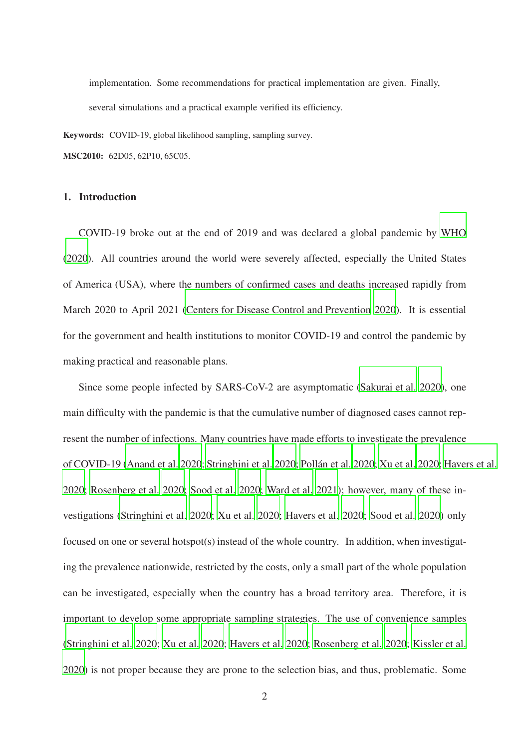implementation. Some recommendations for practical implementation are given. Finally, several simulations and a practical example verified its efficiency.

**Keywords:** COVID-19, global likelihood sampling, sampling survey.

**MSC2010:** 62D05, 62P10, 65C05.

## 1. Introduction

COVID-19 broke out at the end of 2019 and was declared a global pandemic by WHO (2020). All countries around the world were severely affected, especially the United States of America (USA), where the numbers of confirmed cases and deaths increased rapidly from March 2020 to April 2021 (Centers for Disease Control and Prevention 2020). It is essential for the government and health institutions to monitor COVID-19 and control the pandemic by making practical and reasonable plans.

Since some people infected by SARS-CoV-2 are asymptomatic (Sakurai et al. 2020), one main difficulty with the pandemic is that the cumulative number of diagnosed cases cannot represent the number of infections. Many countries have made efforts to investigate the prevalence of COVID-19 (Anand et al. 2020; Stringhini et al. 2020; Pollán et al. 2020; Xu et al. 2020; Havers et al. 2020; Rosenberg et al. 2020; Sood et al. 2020; Ward et al. 2021); however, many of these investigations (Stringhini et al. 2020; Xu et al. 2020; Havers et al. 2020; Sood et al. 2020) only focused on one or several hotspot(s) instead of the whole country. In addition, when investigating the prevalence nationwide, restricted by the costs, only a small part of the whole population can be investigated, especially when the country has a broad territory area. Therefore, it is important to develop some appropriate sampling strategies. The use of convenience samples (Stringhini et al. 2020; Xu et al. 2020; Havers et al. 2020; Rosenberg et al. 2020; Kissler et al. 2020) is not proper because they are prone to the selection bias, and thus, problematic. Some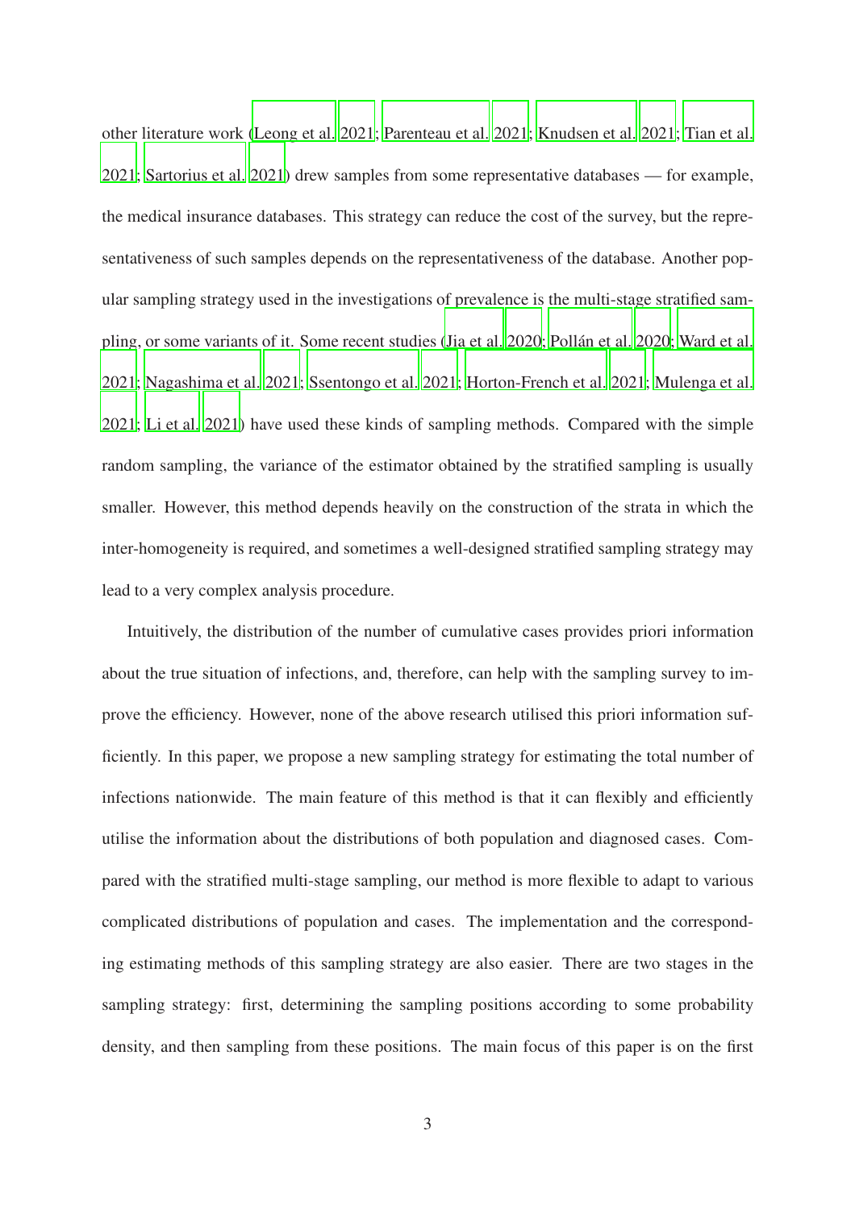other literature work (Leong et al. 2021; Parenteau et al. 2021; Knudsen et al. 2021; Tian et al. 2021; Sartorius et al. 2021) drew samples from some representative databases — for example, the medical insurance databases. This strategy can reduce the cost of the survey, but the representativeness of such samples depends on the representativeness of the database. Another popular sampling strategy used in the investigations of prevalence is the multi-stage stratified sampling, or some variants of it. Some recent studies (Jia et al. 2020; Pollán et al. 2020; Ward et al. 2021; Nagashima et al. 2021; Ssentongo et al. 2021; Horton-French et al. 2021; Mulenga et al. 2021; Li et al. 2021) have used these kinds of sampling methods. Compared with the simple random sampling, the variance of the estimator obtained by the stratified sampling is usually smaller. However, this method depends heavily on the construction of the strata in which the inter-homogeneity is required, and sometimes a well-designed stratified sampling strategy may lead to a very complex analysis procedure.

Intuitively, the distribution of the number of cumulative cases provides priori information about the true situation of infections, and, therefore, can help with the sampling survey to improve the efficiency. However, none of the above research utilised this priori information sufficiently. In this paper, we propose a new sampling strategy for estimating the total number of infections nationwide. The main feature of this method is that it can flexibly and efficiently utilise the information about the distributions of both population and diagnosed cases. Compared with the stratified multi-stage sampling, our method is more flexible to adapt to various complicated distributions of population and cases. The implementation and the corresponding estimating methods of this sampling strategy are also easier. There are two stages in the sampling strategy: first, determining the sampling positions according to some probability density, and then sampling from these positions. The main focus of this paper is on the first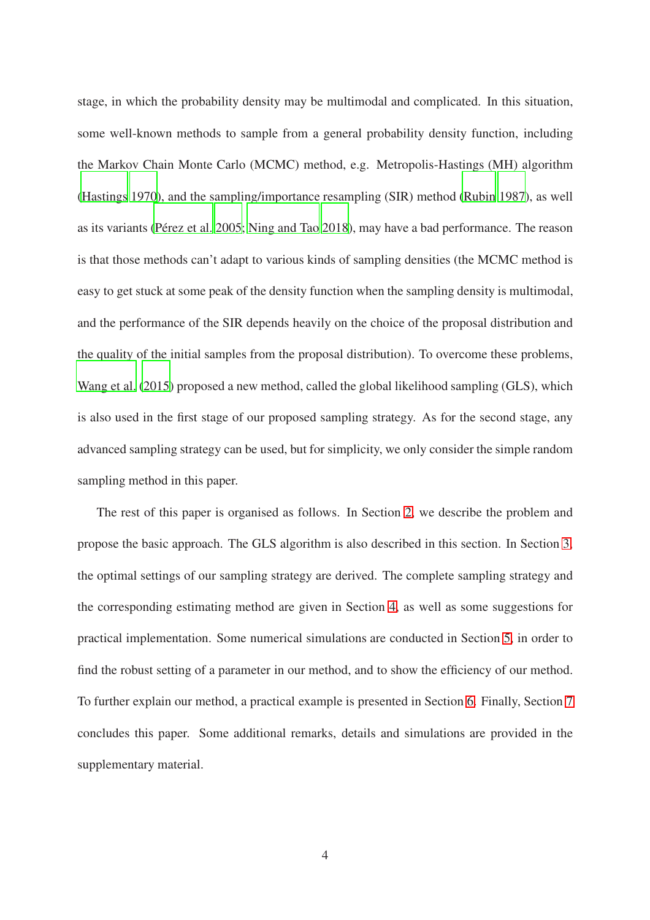stage, in which the probability density may be multimodal and complicated. In this situation, some well-known methods to sample from a general probability density function, including the Markov Chain Monte Carlo (MCMC) method, e.g. Metropolis-Hastings (MH) algorithm (Hastings 1970), and the sampling/importance resampling (SIR) method (Rubin 1987), as well as its variants (Pérez et al. 2005; Ning and Tao 2018), may have a bad performance. The reason is that those methods can't adapt to various kinds of sampling densities (the MCMC method is easy to get stuck at some peak of the density function when the sampling density is multimodal, and the performance of the SIR depends heavily on the choice of the proposal distribution and the quality of the initial samples from the proposal distribution). To overcome these problems, Wang et al. (2015) proposed a new method, called the global likelihood sampling (GLS), which is also used in the first stage of our proposed sampling strategy. As for the second stage, any advanced sampling strategy can be used, but for simplicity, we only consider the simple random sampling method in this paper.

The rest of this paper is organised as follows. In Section 2, we describe the problem and propose the basic approach. The GLS algorithm is also described in this section. In Section 3, the optimal settings of our sampling strategy are derived. The complete sampling strategy and the corresponding estimating method are given in Section 4, as well as some suggestions for practical implementation. Some numerical simulations are conducted in Section 5, in order to find the robust setting of a parameter in our method, and to show the efficiency of our method. To further explain our method, a practical example is presented in Section 6. Finally, Section 7 concludes this paper. Some additional remarks, details and simulations are provided in the supplementary material.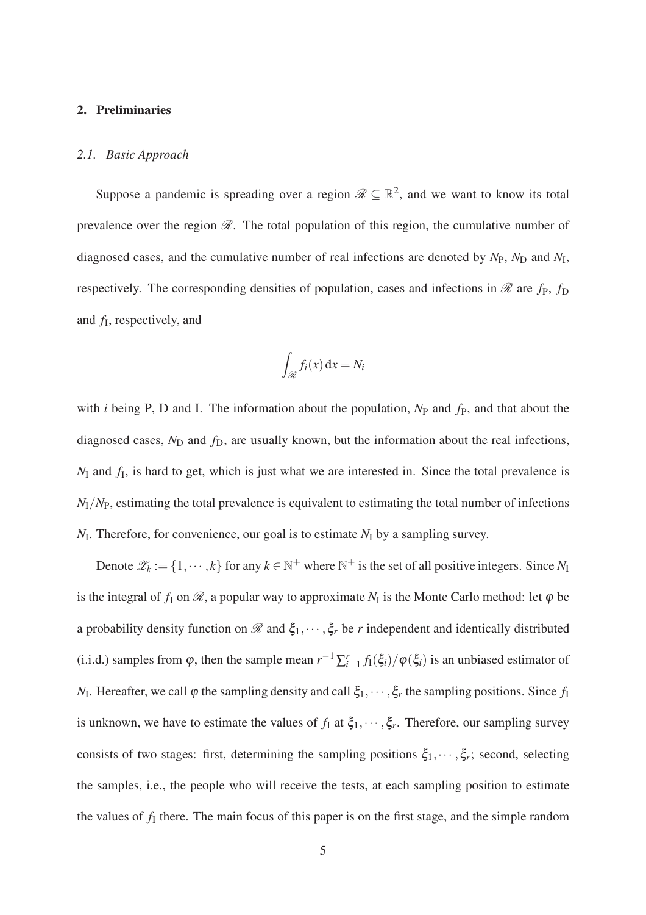## 2. Preliminaries

### *2.1. Basic Approach*

Suppose a pandemic is spreading over a region $\mathscr{R} \subseteq \mathbb{R}^2$, and we want to know its total prevalence over the region $\mathscr{R}$. The total population of this region, the cumulative number of diagnosed cases, and the cumulative number of real infections are denoted by $N_\mathrm{P}$, $N_\mathrm{D}$ and $N_\mathrm{I}$, respectively. The corresponding densities of population, cases and infections in $\mathscr{R}$ are $f_\mathrm{P}$, $f_\mathrm{D}$ and $f_\mathrm{I}$, respectively, and

$$\int_{\mathscr{R}} f_i(x)\,\mathrm{d}x = N_i$$

with $i$ being P, D and I. The information about the population, $N_\mathrm{P}$ and $f_\mathrm{P}$, and that about the diagnosed cases, $N_\mathrm{D}$ and $f_\mathrm{D}$, are usually known, but the information about the real infections, $N_\mathrm{I}$ and $f_\mathrm{I}$, is hard to get, which is just what we are interested in. Since the total prevalence is $N_\mathrm{I}/N_\mathrm{P}$, estimating the total prevalence is equivalent to estimating the total number of infections $N_\mathrm{I}$. Therefore, for convenience, our goal is to estimate $N_\mathrm{I}$ by a sampling survey.

Denote $\mathscr{Z}_k := \{1, \cdots, k\}$ for any $k \in \mathbb{N}^+$ where $\mathbb{N}^+$ is the set of all positive integers. Since $N_\mathrm{I}$ is the integral of $f_\mathrm{I}$ on $\mathscr{R}$, a popular way to approximate $N_\mathrm{I}$ is the Monte Carlo method: let $\varphi$ be a probability density function on $\mathscr{R}$ and $\xi_1, \cdots, \xi_r$ be $r$ independent and identically distributed (i.i.d.) samples from $\varphi$, then the sample mean $r^{-1} \sum_{i=1}^{r} f_\mathrm{I}(\xi_i)/\varphi(\xi_i)$ is an unbiased estimator of $N_\mathrm{I}$. Hereafter, we call $\varphi$ the sampling density and call $\xi_1, \cdots, \xi_r$ the sampling positions. Since $f_\mathrm{I}$ is unknown, we have to estimate the values of $f_\mathrm{I}$ at $\xi_1, \cdots, \xi_r$. Therefore, our sampling survey consists of two stages: first, determining the sampling positions $\xi_1, \cdots, \xi_r$; second, selecting the samples, i.e., the people who will receive the tests, at each sampling position to estimate the values of $f_\mathrm{I}$ there. The main focus of this paper is on the first stage, and the simple random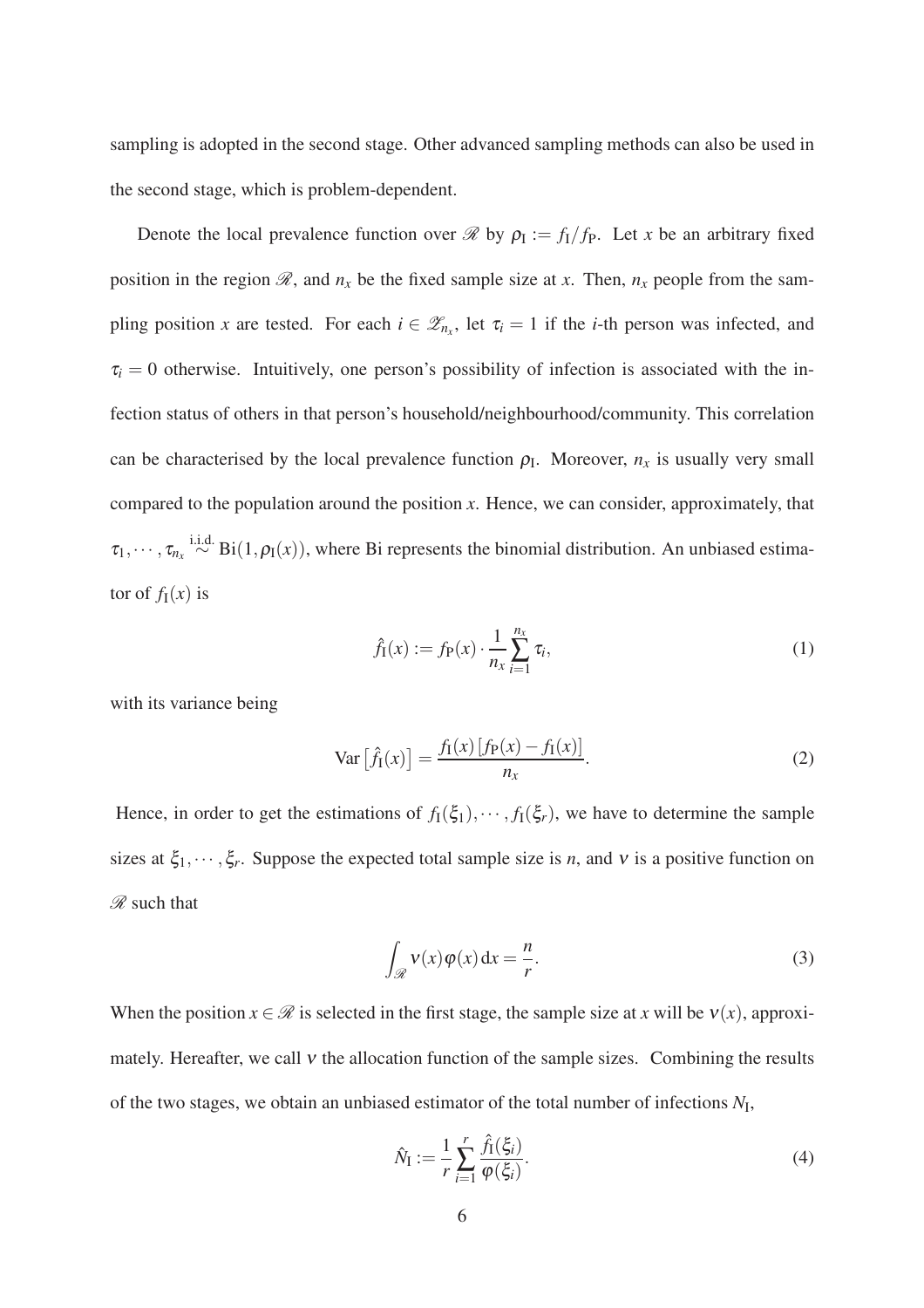sampling is adopted in the second stage. Other advanced sampling methods can also be used in the second stage, which is problem-dependent.

Denote the local prevalence function over $\mathscr{R}$ by $\rho_{\mathrm{I}} := f_{\mathrm{I}}/f_{\mathrm{P}}$. Let $x$ be an arbitrary fixed position in the region $\mathscr{R}$, and $n_x$ be the fixed sample size at $x$. Then, $n_x$ people from the sampling position $x$ are tested. For each $i \in \mathscr{Z}_{n_x}$, let $\tau_i = 1$ if the $i$-th person was infected, and $\tau_i = 0$ otherwise. Intuitively, one person's possibility of infection is associated with the infection status of others in that person's household/neighbourhood/community. This correlation can be characterised by the local prevalence function $\rho_{\mathrm{I}}$. Moreover, $n_x$ is usually very small compared to the population around the position $x$. Hence, we can consider, approximately, that $\tau_1, \cdots, \tau_{n_x} \overset{\text{i.i.d.}}{\sim} \mathrm{Bi}(1, \rho_{\mathrm{I}}(x))$, where Bi represents the binomial distribution. An unbiased estimator of $f_{\mathrm{I}}(x)$ is

$$\hat{f}_{\mathrm{I}}(x) := f_{\mathrm{P}}(x) \cdot \frac{1}{n_x} \sum_{i=1}^{n_x} \tau_i, \tag{1}$$

with its variance being

$$\mathrm{Var}\left[\hat{f}_{\mathrm{I}}(x)\right] = \frac{f_{\mathrm{I}}(x)\left[f_{\mathrm{P}}(x) - f_{\mathrm{I}}(x)\right]}{n_x}. \tag{2}$$

Hence, in order to get the estimations of $f_{\mathrm{I}}(\xi_1), \cdots, f_{\mathrm{I}}(\xi_r)$, we have to determine the sample sizes at $\xi_1, \cdots, \xi_r$. Suppose the expected total sample size is $n$, and $\nu$ is a positive function on $\mathscr{R}$ such that

$$\int_{\mathscr{R}} \nu(x)\varphi(x)\,\mathrm{d}x = \frac{n}{r}. \tag{3}$$

When the position $x \in \mathscr{R}$ is selected in the first stage, the sample size at $x$ will be $\nu(x)$, approximately. Hereafter, we call $\nu$ the allocation function of the sample sizes. Combining the results of the two stages, we obtain an unbiased estimator of the total number of infections $N_{\mathrm{I}}$,

$$\hat{N}_{\mathrm{I}} := \frac{1}{r} \sum_{i=1}^{r} \frac{\hat{f}_{\mathrm{I}}(\xi_i)}{\varphi(\xi_i)}. \tag{4}$$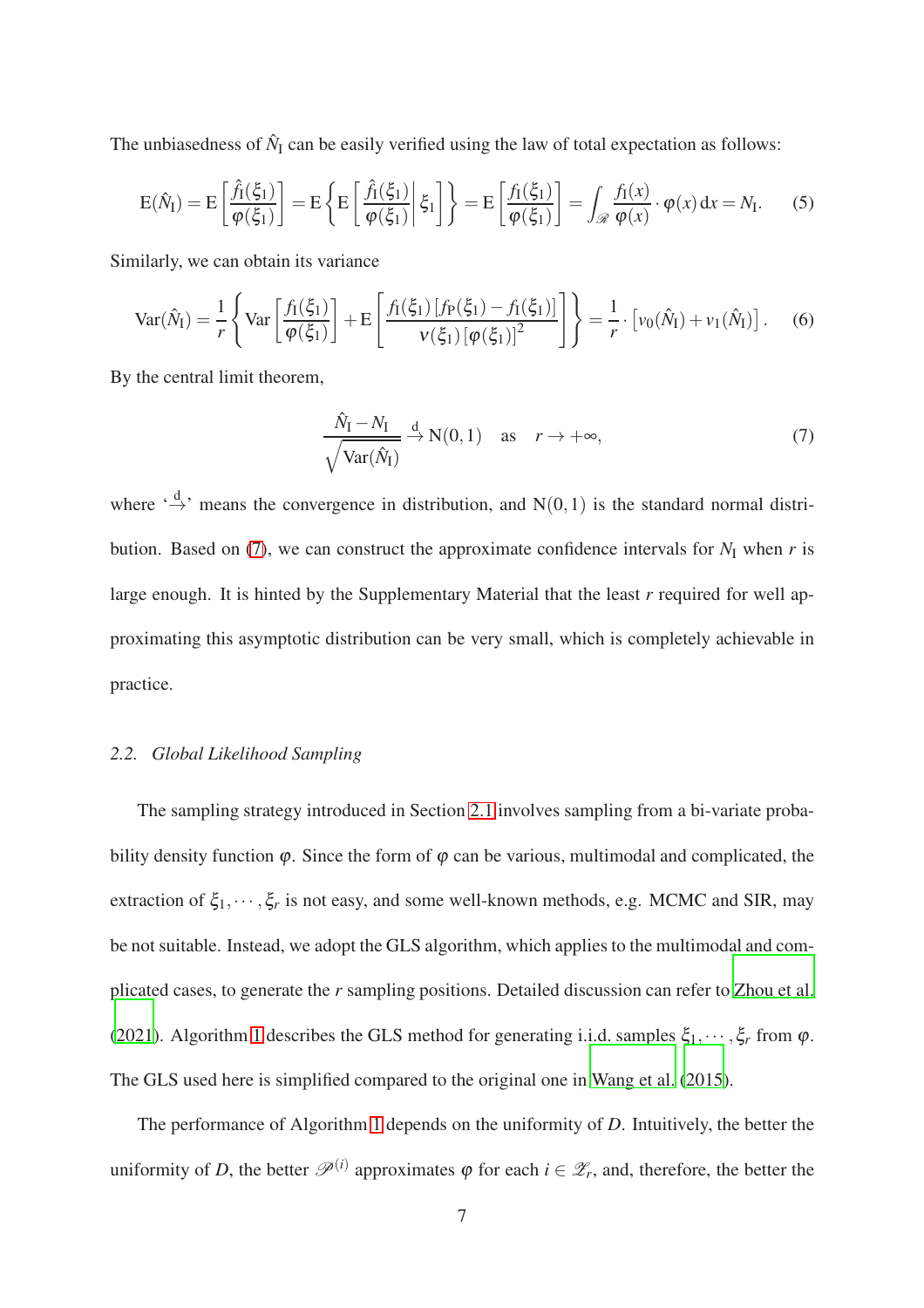The unbiasedness of $\hat{N}_{\mathrm{I}}$ can be easily verified using the law of total expectation as follows:

$$\mathrm{E}(\hat{N}_{\mathrm{I}}) = \mathrm{E}\left[\frac{\hat{f}_{\mathrm{I}}(\xi_1)}{\varphi(\xi_1)}\right] = \mathrm{E}\left\{\mathrm{E}\left[\frac{\hat{f}_{\mathrm{I}}(\xi_1)}{\varphi(\xi_1)}\bigg|\,\xi_1\right]\right\} = \mathrm{E}\left[\frac{f_{\mathrm{I}}(\xi_1)}{\varphi(\xi_1)}\right] = \int_{\mathscr{R}} \frac{f_{\mathrm{I}}(x)}{\varphi(x)} \cdot \varphi(x)\,\mathrm{d}x = N_{\mathrm{I}}. \tag{5}$$

Similarly, we can obtain its variance

$$\mathrm{Var}(\hat{N}_{\mathrm{I}}) = \frac{1}{r}\left\{\mathrm{Var}\left[\frac{f_{\mathrm{I}}(\xi_1)}{\varphi(\xi_1)}\right] + \mathrm{E}\left[\frac{f_{\mathrm{I}}(\xi_1)\left[f_{\mathrm{P}}(\xi_1) - f_{\mathrm{I}}(\xi_1)\right]}{v(\xi_1)\left[\varphi(\xi_1)\right]^2}\right]\right\} = \frac{1}{r}\cdot\left[v_0(\hat{N}_{\mathrm{I}}) + v_1(\hat{N}_{\mathrm{I}})\right]. \tag{6}$$

By the central limit theorem,

$$\frac{\hat{N}_{\mathrm{I}} - N_{\mathrm{I}}}{\sqrt{\mathrm{Var}(\hat{N}_{\mathrm{I}})}} \xrightarrow{\mathrm{d}} \mathrm{N}(0,1) \quad \text{as} \quad r \to +\infty, \tag{7}$$

where '$\xrightarrow{\mathrm{d}}$' means the convergence in distribution, and $\mathrm{N}(0,1)$ is the standard normal distribution. Based on (7), we can construct the approximate confidence intervals for $N_{\mathrm{I}}$ when $r$ is large enough. It is hinted by the Supplementary Material that the least $r$ required for well approximating this asymptotic distribution can be very small, which is completely achievable in practice.

### *2.2. Global Likelihood Sampling*

The sampling strategy introduced in Section 2.1 involves sampling from a bi-variate probability density function $\varphi$. Since the form of $\varphi$ can be various, multimodal and complicated, the extraction of $\xi_1, \cdots, \xi_r$ is not easy, and some well-known methods, e.g. MCMC and SIR, may be not suitable. Instead, we adopt the GLS algorithm, which applies to the multimodal and complicated cases, to generate the $r$ sampling positions. Detailed discussion can refer to Zhou et al. (2021). Algorithm 1 describes the GLS method for generating i.i.d. samples $\xi_1, \cdots, \xi_r$ from $\varphi$. The GLS used here is simplified compared to the original one in Wang et al. (2015).

The performance of Algorithm 1 depends on the uniformity of $D$. Intuitively, the better the uniformity of $D$, the better $\mathscr{P}^{(i)}$ approximates $\varphi$ for each $i \in \mathscr{Z}_r$, and, therefore, the better the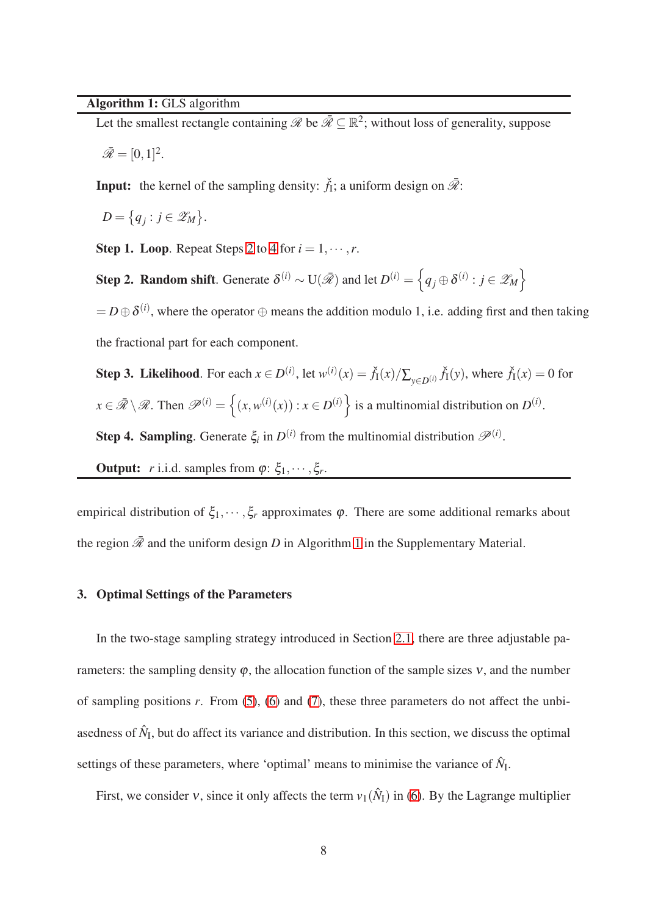**Algorithm 1:** GLS algorithm

Let the smallest rectangle containing $\mathscr{R}$ be $\bar{\mathscr{R}} \subseteq \mathbb{R}^2$; without loss of generality, suppose $\bar{\mathscr{R}} = [0,1]^2$.

**Input:** the kernel of the sampling density: $\check{f}_{\mathrm{I}}$; a uniform design on $\bar{\mathscr{R}}$: $D = \{q_j : j \in \mathscr{Z}_M\}$.

**Step 1. Loop**. Repeat Steps 2 to 4 for $i = 1, \cdots, r$.

**Step 2. Random shift**. Generate $\delta^{(i)} \sim \mathrm{U}(\bar{\mathscr{R}})$ and let $D^{(i)} = \left\{q_j \oplus \delta^{(i)} : j \in \mathscr{Z}_M\right\} = D \oplus \delta^{(i)}$, where the operator $\oplus$ means the addition modulo 1, i.e. adding first and then taking the fractional part for each component.

**Step 3. Likelihood**. For each $x \in D^{(i)}$, let $w^{(i)}(x) = \check{f}_{\mathrm{I}}(x)/\sum_{y \in D^{(i)}} \check{f}_{\mathrm{I}}(y)$, where $\check{f}_{\mathrm{I}}(x) = 0$ for $x \in \bar{\mathscr{R}} \setminus \mathscr{R}$. Then $\mathscr{P}^{(i)} = \left\{(x, w^{(i)}(x)) : x \in D^{(i)}\right\}$ is a multinomial distribution on $D^{(i)}$.

**Step 4. Sampling**. Generate $\xi_i$ in $D^{(i)}$ from the multinomial distribution $\mathscr{P}^{(i)}$.

**Output:** $r$ i.i.d. samples from $\varphi$: $\xi_1, \cdots, \xi_r$.

---

empirical distribution of $\xi_1, \cdots, \xi_r$ approximates $\varphi$. There are some additional remarks about the region $\bar{\mathscr{R}}$ and the uniform design $D$ in Algorithm 1 in the Supplementary Material.

## 3. Optimal Settings of the Parameters

In the two-stage sampling strategy introduced in Section 2.1, there are three adjustable parameters: the sampling density $\varphi$, the allocation function of the sample sizes $\nu$, and the number of sampling positions $r$. From (5), (6) and (7), these three parameters do not affect the unbiasedness of $\hat{N}_{\mathrm{I}}$, but do affect its variance and distribution. In this section, we discuss the optimal settings of these parameters, where 'optimal' means to minimise the variance of $\hat{N}_{\mathrm{I}}$.

First, we consider $\nu$, since it only affects the term $v_1(\hat{N}_{\mathrm{I}})$ in (6). By the Lagrange multiplier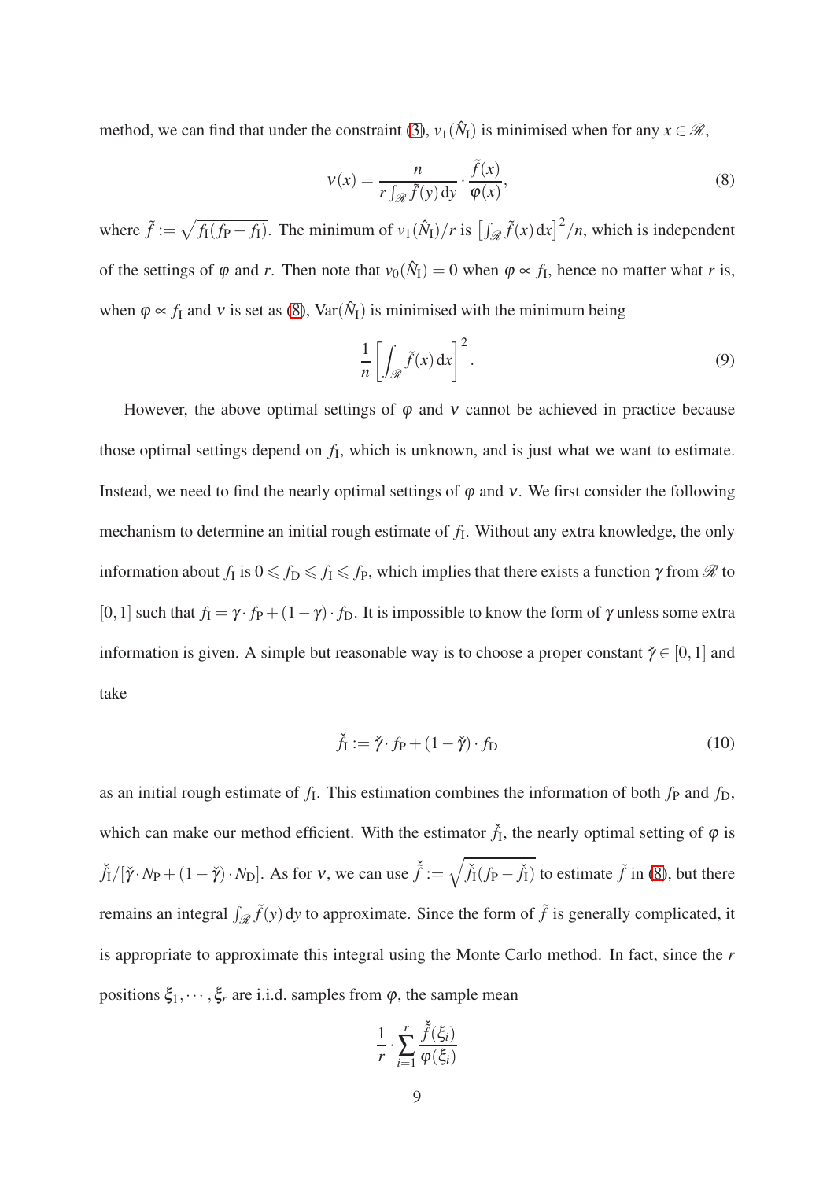method, we can find that under the constraint (3), $v_1(\hat{N}_\mathrm{I})$ is minimised when for any $x \in \mathscr{R}$,

$$\nu(x) = \frac{n}{r \int_{\mathscr{R}} \tilde{f}(y)\,\mathrm{d}y} \cdot \frac{\tilde{f}(x)}{\varphi(x)}, \tag{8}$$

where $\tilde{f} := \sqrt{f_\mathrm{I}(f_\mathrm{P} - f_\mathrm{I})}$. The minimum of $v_1(\hat{N}_\mathrm{I})/r$ is $\left[\int_{\mathscr{R}} \tilde{f}(x)\,\mathrm{d}x\right]^2/n$, which is independent of the settings of $\varphi$ and $r$. Then note that $v_0(\hat{N}_\mathrm{I}) = 0$ when $\varphi \propto f_\mathrm{I}$, hence no matter what $r$ is, when $\varphi \propto f_\mathrm{I}$ and $\nu$ is set as (8), $\mathrm{Var}(\hat{N}_\mathrm{I})$ is minimised with the minimum being

$$\frac{1}{n}\left[\int_{\mathscr{R}} \tilde{f}(x)\,\mathrm{d}x\right]^2. \tag{9}$$

However, the above optimal settings of $\varphi$ and $\nu$ cannot be achieved in practice because those optimal settings depend on $f_\mathrm{I}$, which is unknown, and is just what we want to estimate. Instead, we need to find the nearly optimal settings of $\varphi$ and $\nu$. We first consider the following mechanism to determine an initial rough estimate of $f_\mathrm{I}$. Without any extra knowledge, the only information about $f_\mathrm{I}$ is $0 \leqslant f_\mathrm{D} \leqslant f_\mathrm{I} \leqslant f_\mathrm{P}$, which implies that there exists a function $\gamma$ from $\mathscr{R}$ to $[0,1]$ such that $f_\mathrm{I} = \gamma \cdot f_\mathrm{P} + (1-\gamma)\cdot f_\mathrm{D}$. It is impossible to know the form of $\gamma$ unless some extra information is given. A simple but reasonable way is to choose a proper constant $\check{\gamma} \in [0,1]$ and take

$$\check{f}_\mathrm{I} := \check{\gamma} \cdot f_\mathrm{P} + (1-\check{\gamma}) \cdot f_\mathrm{D} \tag{10}$$

as an initial rough estimate of $f_\mathrm{I}$. This estimation combines the information of both $f_\mathrm{P}$ and $f_\mathrm{D}$, which can make our method efficient. With the estimator $\check{f}_\mathrm{I}$, the nearly optimal setting of $\varphi$ is $\check{f}_\mathrm{I}/[\check{\gamma} \cdot N_\mathrm{P} + (1-\check{\gamma}) \cdot N_\mathrm{D}]$. As for $\nu$, we can use $\check{\tilde{f}} := \sqrt{\check{f}_\mathrm{I}(f_\mathrm{P} - \check{f}_\mathrm{I})}$ to estimate $\tilde{f}$ in (8), but there remains an integral $\int_{\mathscr{R}} \tilde{f}(y)\,\mathrm{d}y$ to approximate. Since the form of $\tilde{f}$ is generally complicated, it is appropriate to approximate this integral using the Monte Carlo method. In fact, since the $r$ positions $\xi_1, \cdots, \xi_r$ are i.i.d. samples from $\varphi$, the sample mean

$$\frac{1}{r} \cdot \sum_{i=1}^{r} \frac{\check{\tilde{f}}(\xi_i)}{\varphi(\xi_i)}$$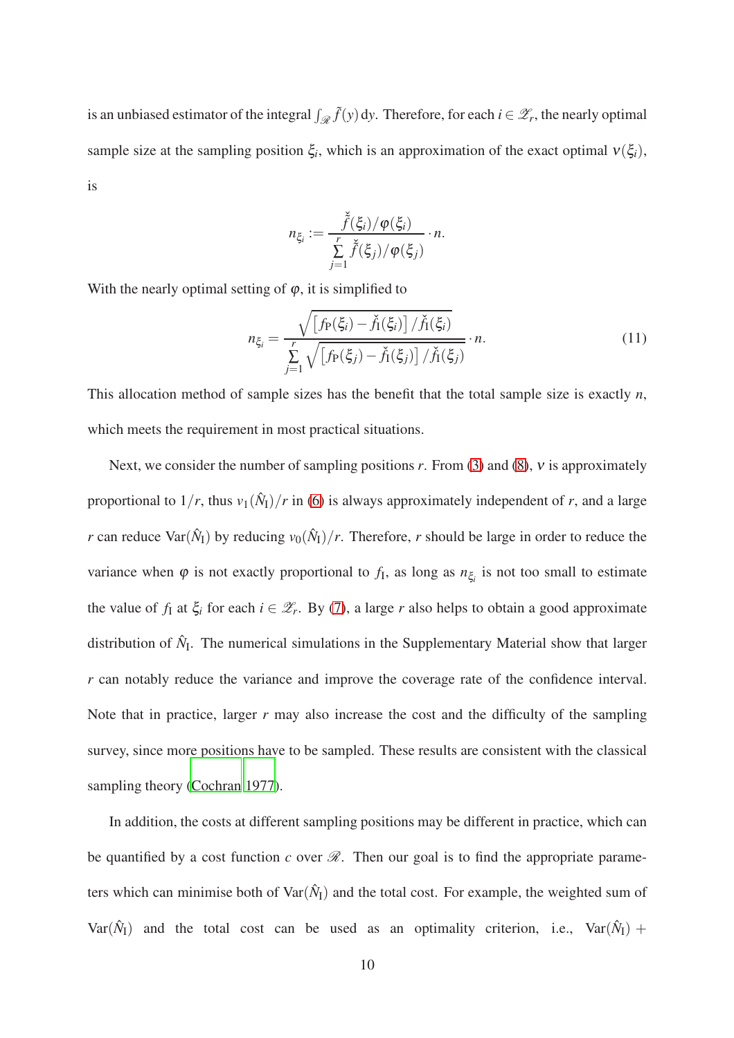is an unbiased estimator of the integral $\int_{\mathscr{R}} \tilde{f}(y)\,\mathrm{d}y$. Therefore, for each $i \in \mathscr{Z}_r$, the nearly optimal sample size at the sampling position $\xi_i$, which is an approximation of the exact optimal $\nu(\xi_i)$, is

$$
n_{\xi_i} := \frac{\check{\tilde{f}}(\xi_i)/\varphi(\xi_i)}{\sum_{j=1}^{r} \check{\tilde{f}}(\xi_j)/\varphi(\xi_j)} \cdot n.
$$

With the nearly optimal setting of $\varphi$, it is simplified to

$$
n_{\xi_i} = \frac{\sqrt{\left[f_{\mathrm{P}}(\xi_i) - \check{f}_{\mathrm{I}}(\xi_i)\right]/\check{f}_{\mathrm{I}}(\xi_i)}}{\sum_{j=1}^{r} \sqrt{\left[f_{\mathrm{P}}(\xi_j) - \check{f}_{\mathrm{I}}(\xi_j)\right]/\check{f}_{\mathrm{I}}(\xi_j)}} \cdot n. \tag{11}
$$

This allocation method of sample sizes has the benefit that the total sample size is exactly $n$, which meets the requirement in most practical situations.

Next, we consider the number of sampling positions $r$. From (3) and (8), $\nu$ is approximately proportional to $1/r$, thus $v_1(\hat{N}_{\mathrm{I}})/r$ in (6) is always approximately independent of $r$, and a large $r$ can reduce $\mathrm{Var}(\hat{N}_{\mathrm{I}})$ by reducing $v_0(\hat{N}_{\mathrm{I}})/r$. Therefore, $r$ should be large in order to reduce the variance when $\varphi$ is not exactly proportional to $f_{\mathrm{I}}$, as long as $n_{\xi_i}$ is not too small to estimate the value of $f_{\mathrm{I}}$ at $\xi_i$ for each $i \in \mathscr{Z}_r$. By (7), a large $r$ also helps to obtain a good approximate distribution of $\hat{N}_{\mathrm{I}}$. The numerical simulations in the Supplementary Material show that larger $r$ can notably reduce the variance and improve the coverage rate of the confidence interval. Note that in practice, larger $r$ may also increase the cost and the difficulty of the sampling survey, since more positions have to be sampled. These results are consistent with the classical sampling theory (Cochran 1977).

In addition, the costs at different sampling positions may be different in practice, which can be quantified by a cost function $c$ over $\mathscr{R}$. Then our goal is to find the appropriate parameters which can minimise both of $\mathrm{Var}(\hat{N}_{\mathrm{I}})$ and the total cost. For example, the weighted sum of $\mathrm{Var}(\hat{N}_{\mathrm{I}})$ and the total cost can be used as an optimality criterion, i.e., $\mathrm{Var}(\hat{N}_{\mathrm{I}})$ +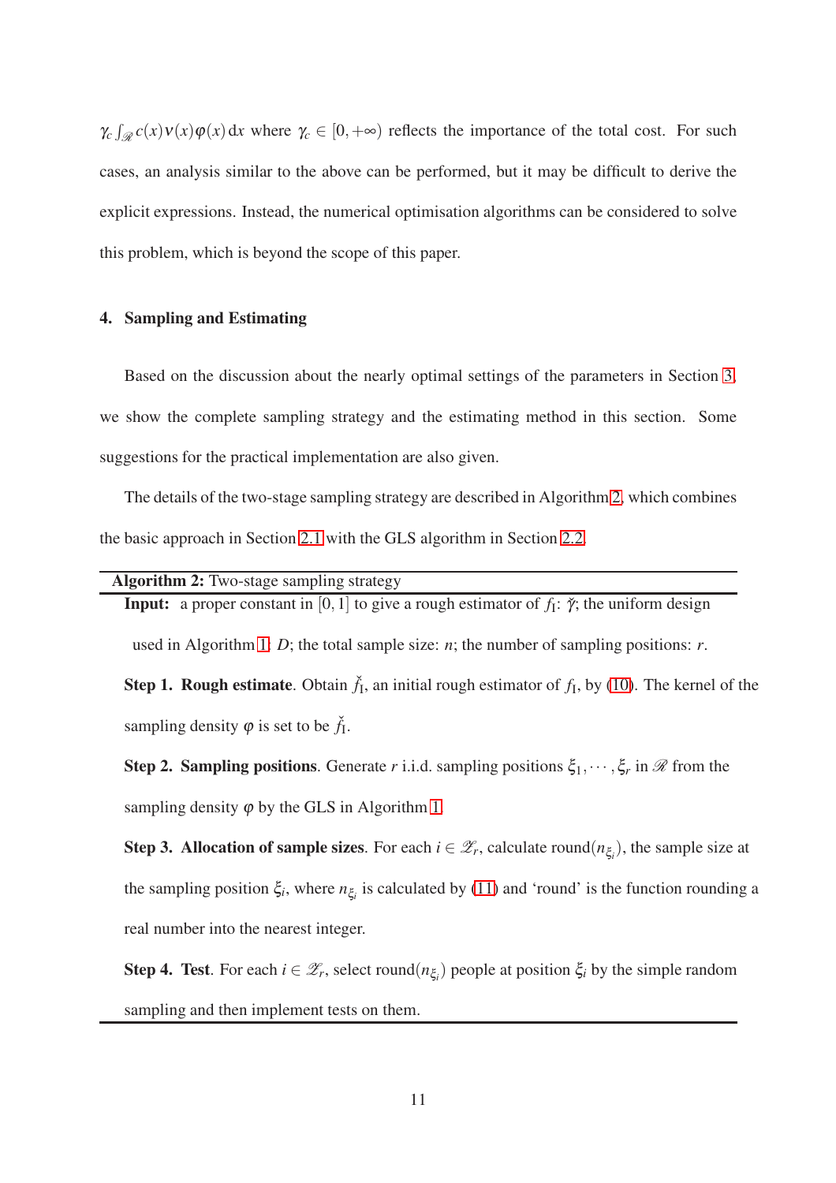$\gamma_c \int_{\mathscr{R}} c(x)\nu(x)\varphi(x)\,\mathrm{d}x$ where $\gamma_c \in [0, +\infty)$ reflects the importance of the total cost. For such cases, an analysis similar to the above can be performed, but it may be difficult to derive the explicit expressions. Instead, the numerical optimisation algorithms can be considered to solve this problem, which is beyond the scope of this paper.

## 4. Sampling and Estimating

Based on the discussion about the nearly optimal settings of the parameters in Section 3, we show the complete sampling strategy and the estimating method in this section. Some suggestions for the practical implementation are also given.

The details of the two-stage sampling strategy are described in Algorithm 2, which combines the basic approach in Section 2.1 with the GLS algorithm in Section 2.2.

---

**Algorithm 2:** Two-stage sampling strategy

---

**Input:** a proper constant in $[0, 1]$ to give a rough estimator of $f_{\mathrm{I}}$: $\check{\gamma}$; the uniform design used in Algorithm 1: $D$; the total sample size: $n$; the number of sampling positions: $r$.

**Step 1. Rough estimate**. Obtain $\check{f}_{\mathrm{I}}$, an initial rough estimator of $f_{\mathrm{I}}$, by (10). The kernel of the sampling density $\varphi$ is set to be $\check{f}_{\mathrm{I}}$.

**Step 2. Sampling positions**. Generate $r$ i.i.d. sampling positions $\xi_1, \cdots, \xi_r$ in $\mathscr{R}$ from the sampling density $\varphi$ by the GLS in Algorithm 1.

**Step 3. Allocation of sample sizes**. For each $i \in \mathscr{Z}_r$, calculate round$(n_{\xi_i})$, the sample size at the sampling position $\xi_i$, where $n_{\xi_i}$ is calculated by (11) and 'round' is the function rounding a real number into the nearest integer.

**Step 4. Test**. For each $i \in \mathscr{Z}_r$, select round$(n_{\xi_i})$ people at position $\xi_i$ by the simple random sampling and then implement tests on them.

---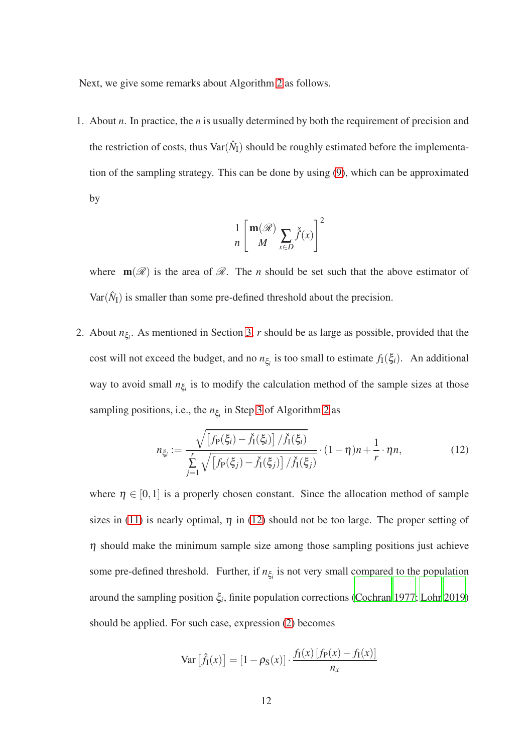Next, we give some remarks about Algorithm 2 as follows.

1. About $n$. In practice, the $n$ is usually determined by both the requirement of precision and the restriction of costs, thus $\operatorname{Var}(\hat{N}_{\mathrm{I}})$ should be roughly estimated before the implementation of the sampling strategy. This can be done by using (9), which can be approximated by

$$\frac{1}{n}\left[\frac{\mathbf{m}(\mathscr{R})}{M}\sum_{x\in D}\check{\check{f}}(x)\right]^2$$

where $\mathbf{m}(\mathscr{R})$ is the area of $\mathscr{R}$. The $n$ should be set such that the above estimator of $\operatorname{Var}(\hat{N}_{\mathrm{I}})$ is smaller than some pre-defined threshold about the precision.

2. About $n_{\xi_i}$. As mentioned in Section 3, $r$ should be as large as possible, provided that the cost will not exceed the budget, and no $n_{\xi_i}$ is too small to estimate $f_{\mathrm{I}}(\xi_i)$. An additional way to avoid small $n_{\xi_i}$ is to modify the calculation method of the sample sizes at those sampling positions, i.e., the $n_{\xi_i}$ in Step 3 of Algorithm 2 as

$$n_{\xi_i} := \frac{\sqrt{\left[f_{\mathrm{P}}(\xi_i)-\check{f}_{\mathrm{I}}(\xi_i)\right]/\check{f}_{\mathrm{I}}(\xi_i)}}{\sum\limits_{j=1}^{r}\sqrt{\left[f_{\mathrm{P}}(\xi_j)-\check{f}_{\mathrm{I}}(\xi_j)\right]/\check{f}_{\mathrm{I}}(\xi_j)}}\cdot(1-\eta)n+\frac{1}{r}\cdot\eta n, \tag{12}$$

where $\eta\in[0,1]$ is a properly chosen constant. Since the allocation method of sample sizes in (11) is nearly optimal, $\eta$ in (12) should not be too large. The proper setting of $\eta$ should make the minimum sample size among those sampling positions just achieve some pre-defined threshold. Further, if $n_{\xi_i}$ is not very small compared to the population around the sampling position $\xi_i$, finite population corrections (Cochran 1977; Lohr 2019) should be applied. For such case, expression (2) becomes

$$\operatorname{Var}\left[\hat{f}_{\mathrm{I}}(x)\right]=\left[1-\rho_{\mathrm{S}}(x)\right]\cdot\frac{f_{\mathrm{I}}(x)\left[f_{\mathrm{P}}(x)-f_{\mathrm{I}}(x)\right]}{n_x}$$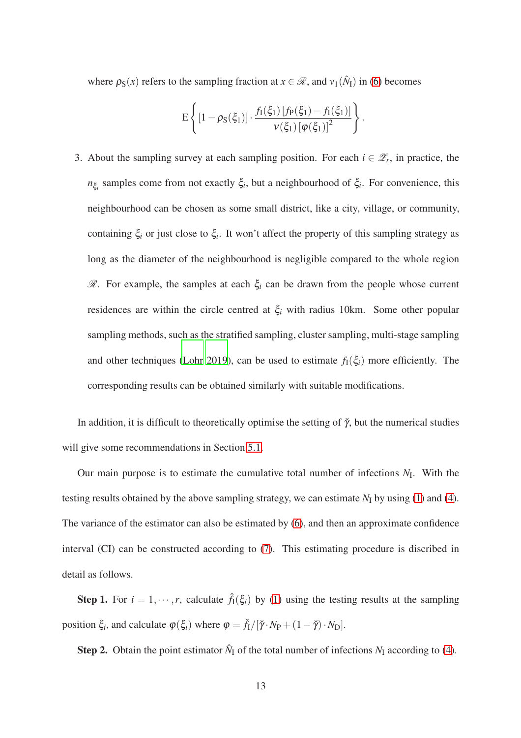where $\rho_{\mathrm{S}}(x)$ refers to the sampling fraction at $x \in \mathscr{R}$, and $v_1(\hat{N}_{\mathrm{I}})$ in (6) becomes

$$
\mathrm{E}\left\{ [1-\rho_{\mathrm{S}}(\xi_1)] \cdot \frac{f_{\mathrm{I}}(\xi_1)\,[f_{\mathrm{P}}(\xi_1) - f_{\mathrm{I}}(\xi_1)]}{v(\xi_1)\,[\varphi(\xi_1)]^2} \right\}.
$$

3. About the sampling survey at each sampling position. For each $i \in \mathscr{Z}_r$, in practice, the $n_{\xi_i}$ samples come from not exactly $\xi_i$, but a neighbourhood of $\xi_i$. For convenience, this neighbourhood can be chosen as some small district, like a city, village, or community, containing $\xi_i$ or just close to $\xi_i$. It won't affect the property of this sampling strategy as long as the diameter of the neighbourhood is negligible compared to the whole region $\mathscr{R}$. For example, the samples at each $\xi_i$ can be drawn from the people whose current residences are within the circle centred at $\xi_i$ with radius 10km. Some other popular sampling methods, such as the stratified sampling, cluster sampling, multi-stage sampling and other techniques (Lohr 2019), can be used to estimate $f_{\mathrm{I}}(\xi_i)$ more efficiently. The corresponding results can be obtained similarly with suitable modifications.

In addition, it is difficult to theoretically optimise the setting of $\check{\gamma}$, but the numerical studies will give some recommendations in Section 5.1.

Our main purpose is to estimate the cumulative total number of infections $N_{\mathrm{I}}$. With the testing results obtained by the above sampling strategy, we can estimate $N_{\mathrm{I}}$ by using (1) and (4). The variance of the estimator can also be estimated by (6), and then an approximate confidence interval (CI) can be constructed according to (7). This estimating procedure is discribed in detail as follows.

**Step 1.** For $i = 1, \cdots, r$, calculate $\hat{f}_{\mathrm{I}}(\xi_i)$ by (1) using the testing results at the sampling position $\xi_i$, and calculate $\varphi(\xi_i)$ where $\varphi = \check{f}_{\mathrm{I}}/[\check{\gamma} \cdot N_{\mathrm{P}} + (1-\check{\gamma}) \cdot N_{\mathrm{D}}]$.

**Step 2.** Obtain the point estimator $\hat{N}_{\mathrm{I}}$ of the total number of infections $N_{\mathrm{I}}$ according to (4).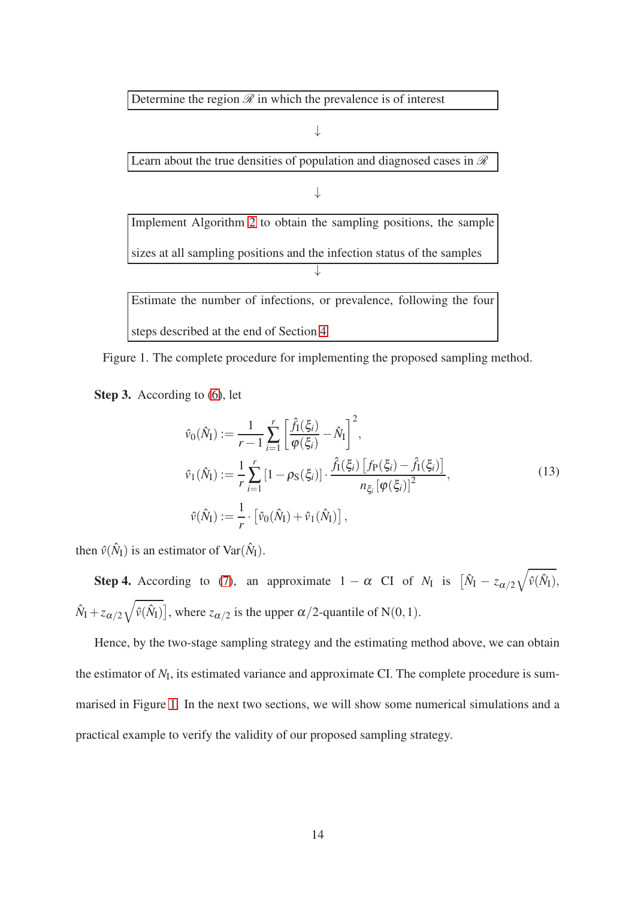Determine the region $\mathscr{R}$ in which the prevalence is of interest

↓

Learn about the true densities of population and diagnosed cases in $\mathscr{R}$

↓

Implement Algorithm 2 to obtain the sampling positions, the sample sizes at all sampling positions and the infection status of the samples

↓

Estimate the number of infections, or prevalence, following the four steps described at the end of Section 4

Figure 1. The complete procedure for implementing the proposed sampling method.

**Step 3.** According to (6), let

$$
\begin{aligned}
\hat{v}_0(\hat{N}_\mathrm{I}) &:= \frac{1}{r-1}\sum_{i=1}^{r}\left[\frac{\hat{f}_\mathrm{I}(\xi_i)}{\varphi(\xi_i)} - \hat{N}_\mathrm{I}\right]^2, \\
\hat{v}_1(\hat{N}_\mathrm{I}) &:= \frac{1}{r}\sum_{i=1}^{r}\left[1-\rho_\mathrm{S}(\xi_i)\right]\cdot\frac{\hat{f}_\mathrm{I}(\xi_i)\left[f_\mathrm{P}(\xi_i)-\hat{f}_\mathrm{I}(\xi_i)\right]}{n_{\xi_i}\left[\varphi(\xi_i)\right]^2}, \\
\hat{v}(\hat{N}_\mathrm{I}) &:= \frac{1}{r}\cdot\left[\hat{v}_0(\hat{N}_\mathrm{I}) + \hat{v}_1(\hat{N}_\mathrm{I})\right],
\end{aligned}
\tag{13}
$$

then $\hat{v}(\hat{N}_\mathrm{I})$ is an estimator of $\mathrm{Var}(\hat{N}_\mathrm{I})$.

**Step 4.** According to (7), an approximate $1-\alpha$ CI of $N_\mathrm{I}$ is $\left[\hat{N}_\mathrm{I} - z_{\alpha/2}\sqrt{\hat{v}(\hat{N}_\mathrm{I})},\ \hat{N}_\mathrm{I} + z_{\alpha/2}\sqrt{\hat{v}(\hat{N}_\mathrm{I})}\right]$, where $z_{\alpha/2}$ is the upper $\alpha/2$-quantile of $\mathrm{N}(0,1)$.

Hence, by the two-stage sampling strategy and the estimating method above, we can obtain the estimator of $N_\mathrm{I}$, its estimated variance and approximate CI. The complete procedure is summarised in Figure 1. In the next two sections, we will show some numerical simulations and a practical example to verify the validity of our proposed sampling strategy.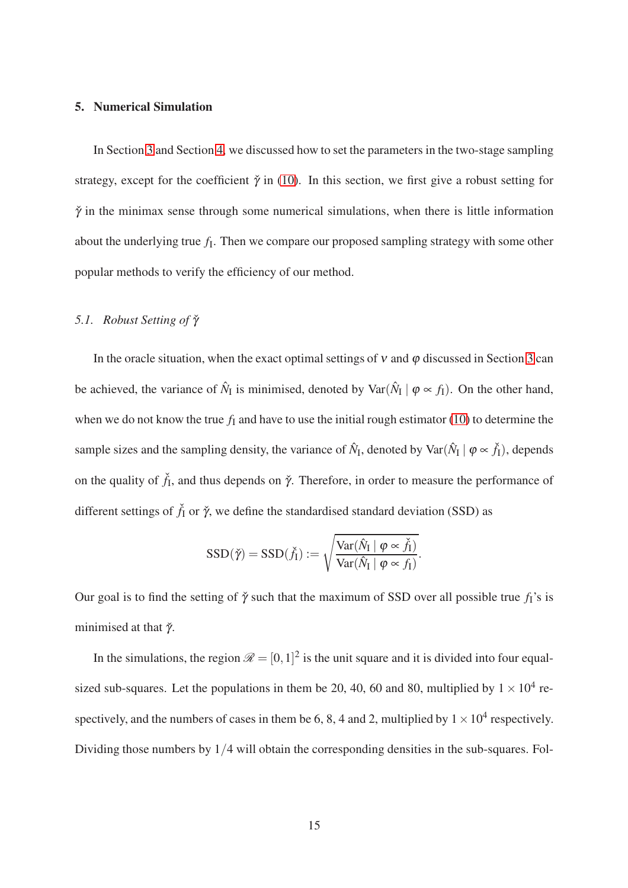## 5. Numerical Simulation

In Section 3 and Section 4, we discussed how to set the parameters in the two-stage sampling strategy, except for the coefficient $\check{\gamma}$ in (10). In this section, we first give a robust setting for $\check{\gamma}$ in the minimax sense through some numerical simulations, when there is little information about the underlying true $f_{\mathrm{I}}$. Then we compare our proposed sampling strategy with some other popular methods to verify the efficiency of our method.

### *5.1. Robust Setting of $\check{\gamma}$*

In the oracle situation, when the exact optimal settings of $\nu$ and $\varphi$ discussed in Section 3 can be achieved, the variance of $\hat{N}_{\mathrm{I}}$ is minimised, denoted by $\mathrm{Var}(\hat{N}_{\mathrm{I}} \mid \varphi \propto f_{\mathrm{I}})$. On the other hand, when we do not know the true $f_{\mathrm{I}}$ and have to use the initial rough estimator (10) to determine the sample sizes and the sampling density, the variance of $\hat{N}_{\mathrm{I}}$, denoted by $\mathrm{Var}(\hat{N}_{\mathrm{I}} \mid \varphi \propto \check{f}_{\mathrm{I}})$, depends on the quality of $\check{f}_{\mathrm{I}}$, and thus depends on $\check{\gamma}$. Therefore, in order to measure the performance of different settings of $\check{f}_{\mathrm{I}}$ or $\check{\gamma}$, we define the standardised standard deviation (SSD) as

$$\mathrm{SSD}(\check{\gamma}) = \mathrm{SSD}(\check{f}_{\mathrm{I}}) := \sqrt{\frac{\mathrm{Var}(\hat{N}_{\mathrm{I}} \mid \varphi \propto \check{f}_{\mathrm{I}})}{\mathrm{Var}(\hat{N}_{\mathrm{I}} \mid \varphi \propto f_{\mathrm{I}})}}.$$

Our goal is to find the setting of $\check{\gamma}$ such that the maximum of SSD over all possible true $f_{\mathrm{I}}$'s is minimised at that $\check{\gamma}$.

In the simulations, the region $\mathscr{R} = [0,1]^2$ is the unit square and it is divided into four equal-sized sub-squares. Let the populations in them be 20, 40, 60 and 80, multiplied by $1 \times 10^4$ respectively, and the numbers of cases in them be 6, 8, 4 and 2, multiplied by $1 \times 10^4$ respectively. Dividing those numbers by $1/4$ will obtain the corresponding densities in the sub-squares. Fol-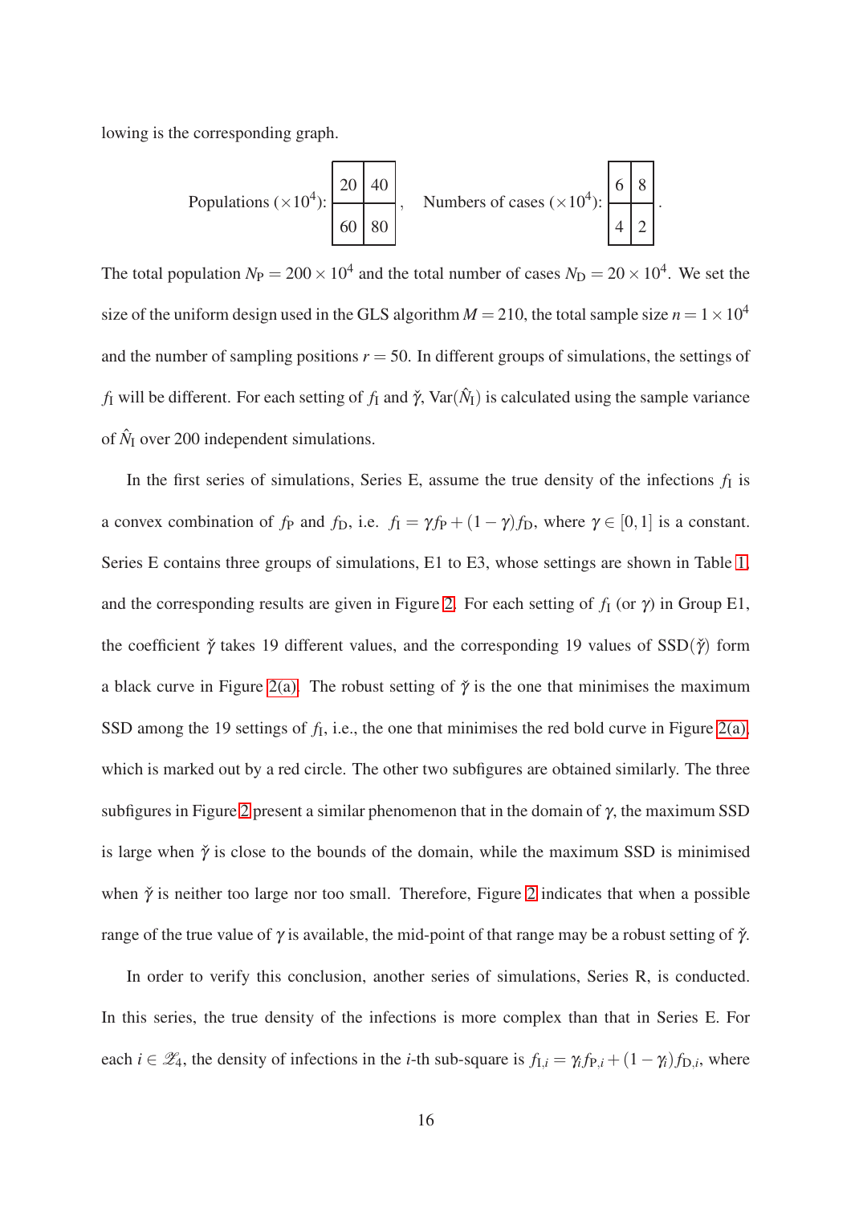lowing is the corresponding graph.

Populations ($\times 10^4$):

| | |
|---|---|
| 20 | 40 |
| 60 | 80 |

, Numbers of cases ($\times 10^4$):

| | |
|---|---|
| 6 | 8 |
| 4 | 2 |

.

The total population $N_{\mathrm{P}} = 200 \times 10^4$ and the total number of cases $N_{\mathrm{D}} = 20 \times 10^4$. We set the size of the uniform design used in the GLS algorithm $M = 210$, the total sample size $n = 1 \times 10^4$ and the number of sampling positions $r = 50$. In different groups of simulations, the settings of $f_{\mathrm{I}}$ will be different. For each setting of $f_{\mathrm{I}}$ and $\check{\gamma}$, $\mathrm{Var}(\hat{N}_{\mathrm{I}})$ is calculated using the sample variance of $\hat{N}_{\mathrm{I}}$ over 200 independent simulations.

In the first series of simulations, Series E, assume the true density of the infections $f_{\mathrm{I}}$ is a convex combination of $f_{\mathrm{P}}$ and $f_{\mathrm{D}}$, i.e. $f_{\mathrm{I}} = \gamma f_{\mathrm{P}} + (1-\gamma) f_{\mathrm{D}}$, where $\gamma \in [0,1]$ is a constant. Series E contains three groups of simulations, E1 to E3, whose settings are shown in Table 1, and the corresponding results are given in Figure 2. For each setting of $f_{\mathrm{I}}$ (or $\gamma$) in Group E1, the coefficient $\check{\gamma}$ takes 19 different values, and the corresponding 19 values of $\mathrm{SSD}(\check{\gamma})$ form a black curve in Figure 2(a). The robust setting of $\check{\gamma}$ is the one that minimises the maximum SSD among the 19 settings of $f_{\mathrm{I}}$, i.e., the one that minimises the red bold curve in Figure 2(a), which is marked out by a red circle. The other two subfigures are obtained similarly. The three subfigures in Figure 2 present a similar phenomenon that in the domain of $\gamma$, the maximum SSD is large when $\check{\gamma}$ is close to the bounds of the domain, while the maximum SSD is minimised when $\check{\gamma}$ is neither too large nor too small. Therefore, Figure 2 indicates that when a possible range of the true value of $\gamma$ is available, the mid-point of that range may be a robust setting of $\check{\gamma}$.

In order to verify this conclusion, another series of simulations, Series R, is conducted. In this series, the true density of the infections is more complex than that in Series E. For each $i \in \mathscr{Z}_4$, the density of infections in the $i$-th sub-square is $f_{\mathrm{I},i} = \gamma_i f_{\mathrm{P},i} + (1-\gamma_i) f_{\mathrm{D},i}$, where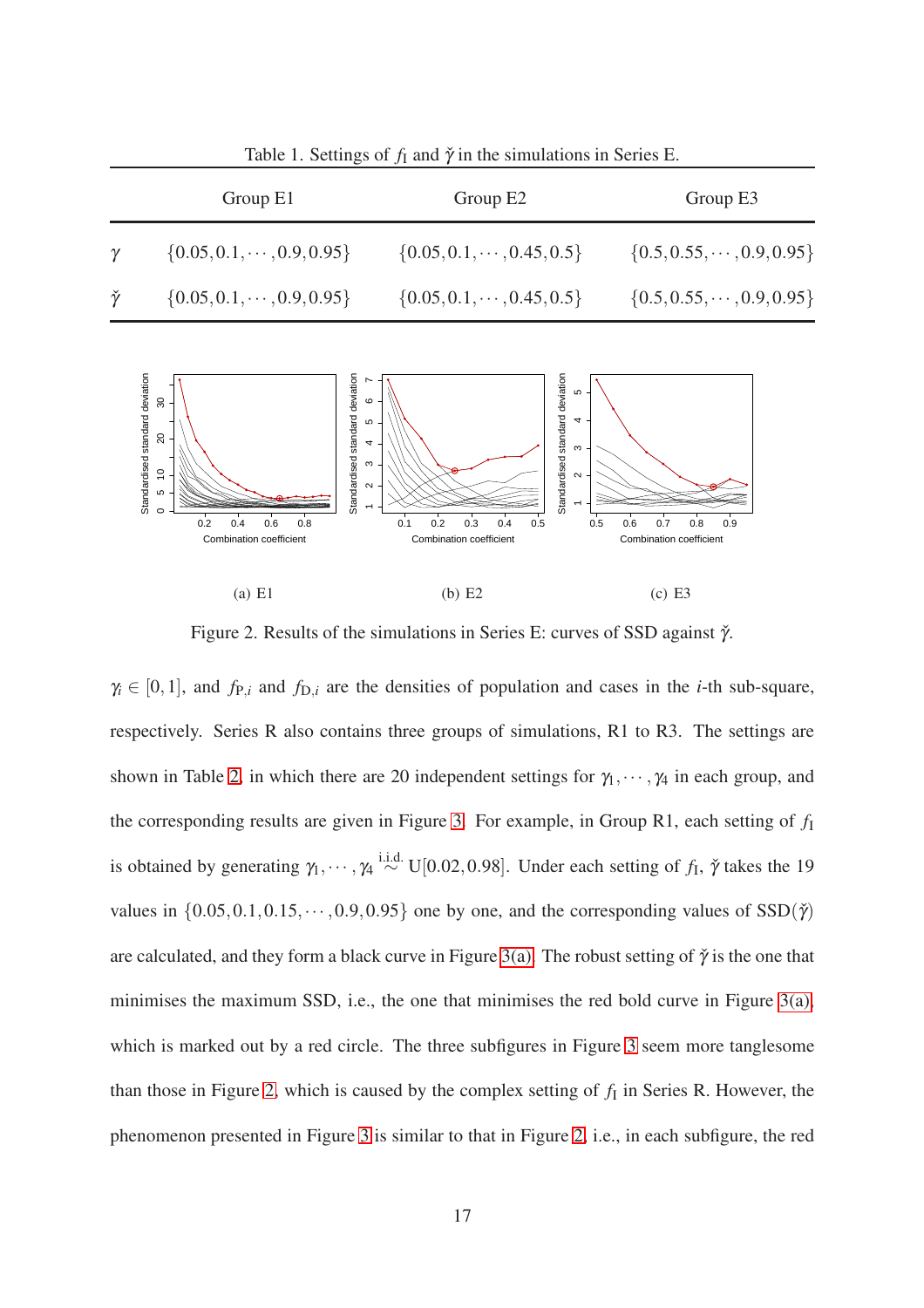Table 1. Settings of $f_\mathrm{I}$ and $\check{\gamma}$ in the simulations in Series E.

| | Group E1 | Group E2 | Group E3 |
|---|---|---|---|
| $\gamma$ | $\{0.05, 0.1, \cdots, 0.9, 0.95\}$ | $\{0.05, 0.1, \cdots, 0.45, 0.5\}$ | $\{0.5, 0.55, \cdots, 0.9, 0.95\}$ |
| $\check{\gamma}$ | $\{0.05, 0.1, \cdots, 0.9, 0.95\}$ | $\{0.05, 0.1, \cdots, 0.45, 0.5\}$ | $\{0.5, 0.55, \cdots, 0.9, 0.95\}$ |

(a) E1

(b) E2

(c) E3

Figure 2. Results of the simulations in Series E: curves of SSD against $\check{\gamma}$.

$\gamma_i \in [0,1]$, and $f_{\mathrm{P},i}$ and $f_{\mathrm{D},i}$ are the densities of population and cases in the $i$-th sub-square, respectively. Series R also contains three groups of simulations, R1 to R3. The settings are shown in Table 2, in which there are 20 independent settings for $\gamma_1, \cdots, \gamma_4$ in each group, and the corresponding results are given in Figure 3. For example, in Group R1, each setting of $f_\mathrm{I}$ is obtained by generating $\gamma_1, \cdots, \gamma_4 \overset{\text{i.i.d.}}{\sim} \mathrm{U}[0.02, 0.98]$. Under each setting of $f_\mathrm{I}$, $\check{\gamma}$ takes the 19 values in $\{0.05, 0.1, 0.15, \cdots, 0.9, 0.95\}$ one by one, and the corresponding values of $\mathrm{SSD}(\check{\gamma})$ are calculated, and they form a black curve in Figure 3(a). The robust setting of $\check{\gamma}$ is the one that minimises the maximum SSD, i.e., the one that minimises the red bold curve in Figure 3(a), which is marked out by a red circle. The three subfigures in Figure 3 seem more tanglesome than those in Figure 2, which is caused by the complex setting of $f_\mathrm{I}$ in Series R. However, the phenomenon presented in Figure 3 is similar to that in Figure 2, i.e., in each subfigure, the red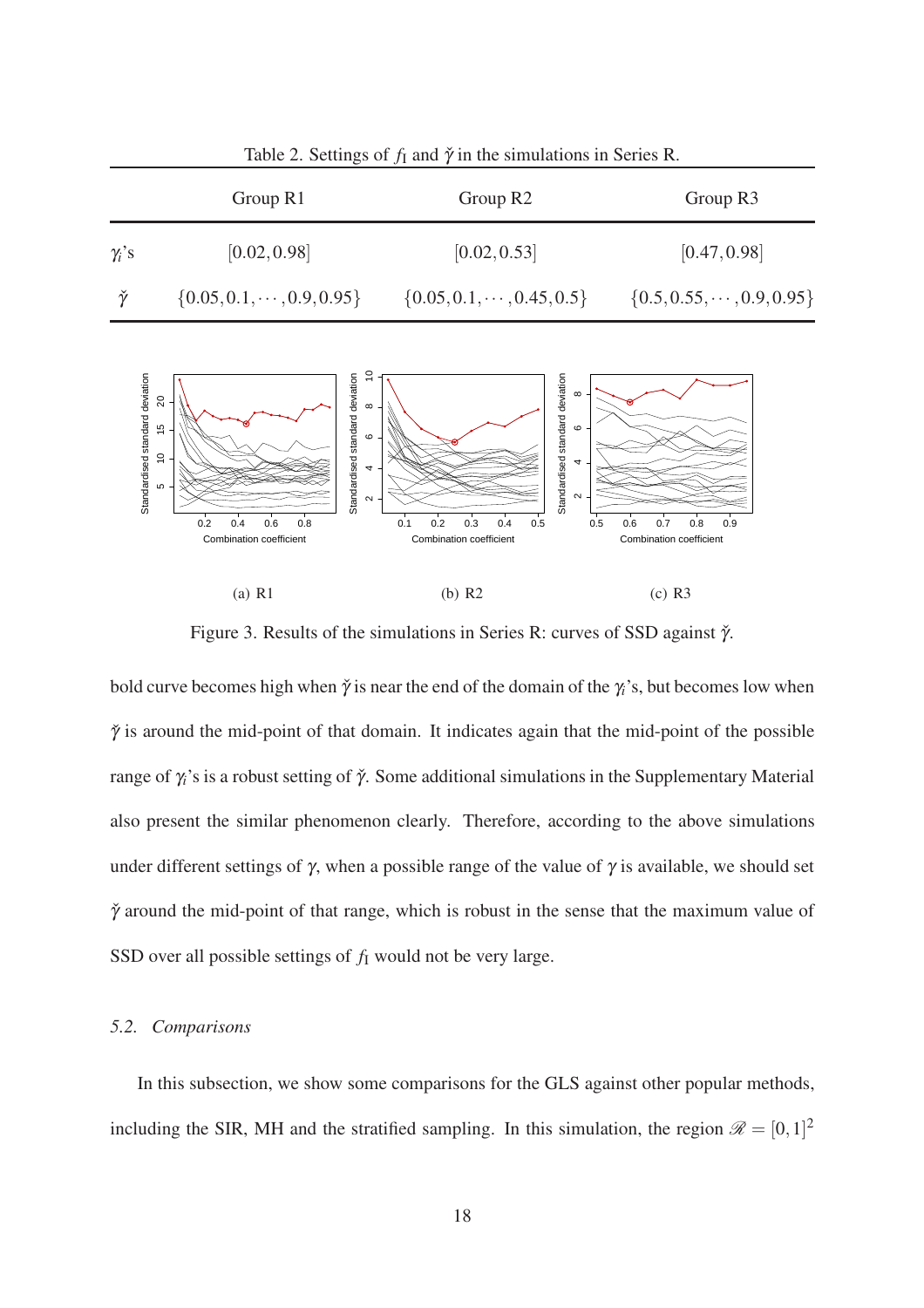Table 2. Settings of $f_1$ and $\check{\gamma}$ in the simulations in Series R.

| | Group R1 | Group R2 | Group R3 |
|---|---|---|---|
| $\gamma_i$'s | $[0.02, 0.98]$ | $[0.02, 0.53]$ | $[0.47, 0.98]$ |
| $\check{\gamma}$ | $\{0.05, 0.1, \cdots, 0.9, 0.95\}$ | $\{0.05, 0.1, \cdots, 0.45, 0.5\}$ | $\{0.5, 0.55, \cdots, 0.9, 0.95\}$ |

(a) R1 (b) R2 (c) R3

Figure 3. Results of the simulations in Series R: curves of SSD against $\check{\gamma}$.

bold curve becomes high when $\check{\gamma}$ is near the end of the domain of the $\gamma_i$'s, but becomes low when $\check{\gamma}$ is around the mid-point of that domain. It indicates again that the mid-point of the possible range of $\gamma_i$'s is a robust setting of $\check{\gamma}$. Some additional simulations in the Supplementary Material also present the similar phenomenon clearly. Therefore, according to the above simulations under different settings of $\gamma$, when a possible range of the value of $\gamma$ is available, we should set $\check{\gamma}$ around the mid-point of that range, which is robust in the sense that the maximum value of SSD over all possible settings of $f_1$ would not be very large.

### *5.2. Comparisons*

In this subsection, we show some comparisons for the GLS against other popular methods, including the SIR, MH and the stratified sampling. In this simulation, the region $\mathscr{R} = [0,1]^2$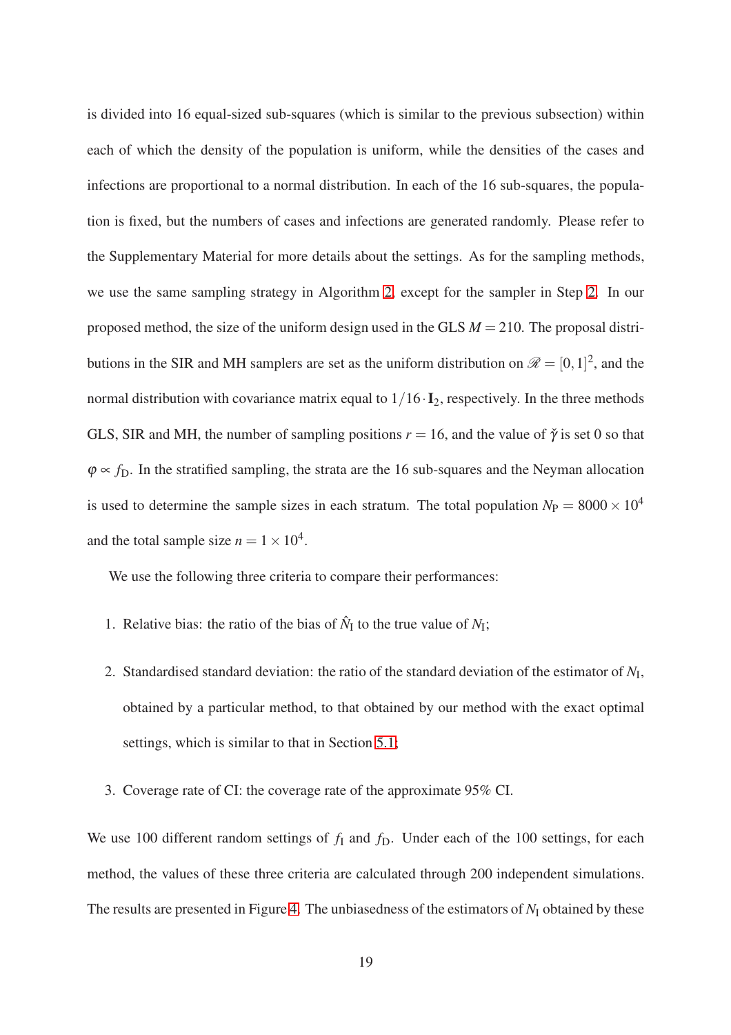is divided into 16 equal-sized sub-squares (which is similar to the previous subsection) within each of which the density of the population is uniform, while the densities of the cases and infections are proportional to a normal distribution. In each of the 16 sub-squares, the population is fixed, but the numbers of cases and infections are generated randomly. Please refer to the Supplementary Material for more details about the settings. As for the sampling methods, we use the same sampling strategy in Algorithm 2, except for the sampler in Step 2. In our proposed method, the size of the uniform design used in the GLS $M = 210$. The proposal distributions in the SIR and MH samplers are set as the uniform distribution on $\mathscr{R} = [0,1]^2$, and the normal distribution with covariance matrix equal to $1/16 \cdot \mathbf{I}_2$, respectively. In the three methods GLS, SIR and MH, the number of sampling positions $r = 16$, and the value of $\check{\gamma}$ is set 0 so that $\varphi \propto f_{\mathrm{D}}$. In the stratified sampling, the strata are the 16 sub-squares and the Neyman allocation is used to determine the sample sizes in each stratum. The total population $N_{\mathrm{P}} = 8000 \times 10^4$ and the total sample size $n = 1 \times 10^4$.

We use the following three criteria to compare their performances:

1. Relative bias: the ratio of the bias of $\hat{N}_{\mathrm{I}}$ to the true value of $N_{\mathrm{I}}$;
2. Standardised standard deviation: the ratio of the standard deviation of the estimator of $N_{\mathrm{I}}$, obtained by a particular method, to that obtained by our method with the exact optimal settings, which is similar to that in Section 5.1;
3. Coverage rate of CI: the coverage rate of the approximate 95% CI.

We use 100 different random settings of $f_{\mathrm{I}}$ and $f_{\mathrm{D}}$. Under each of the 100 settings, for each method, the values of these three criteria are calculated through 200 independent simulations. The results are presented in Figure 4. The unbiasedness of the estimators of $N_{\mathrm{I}}$ obtained by these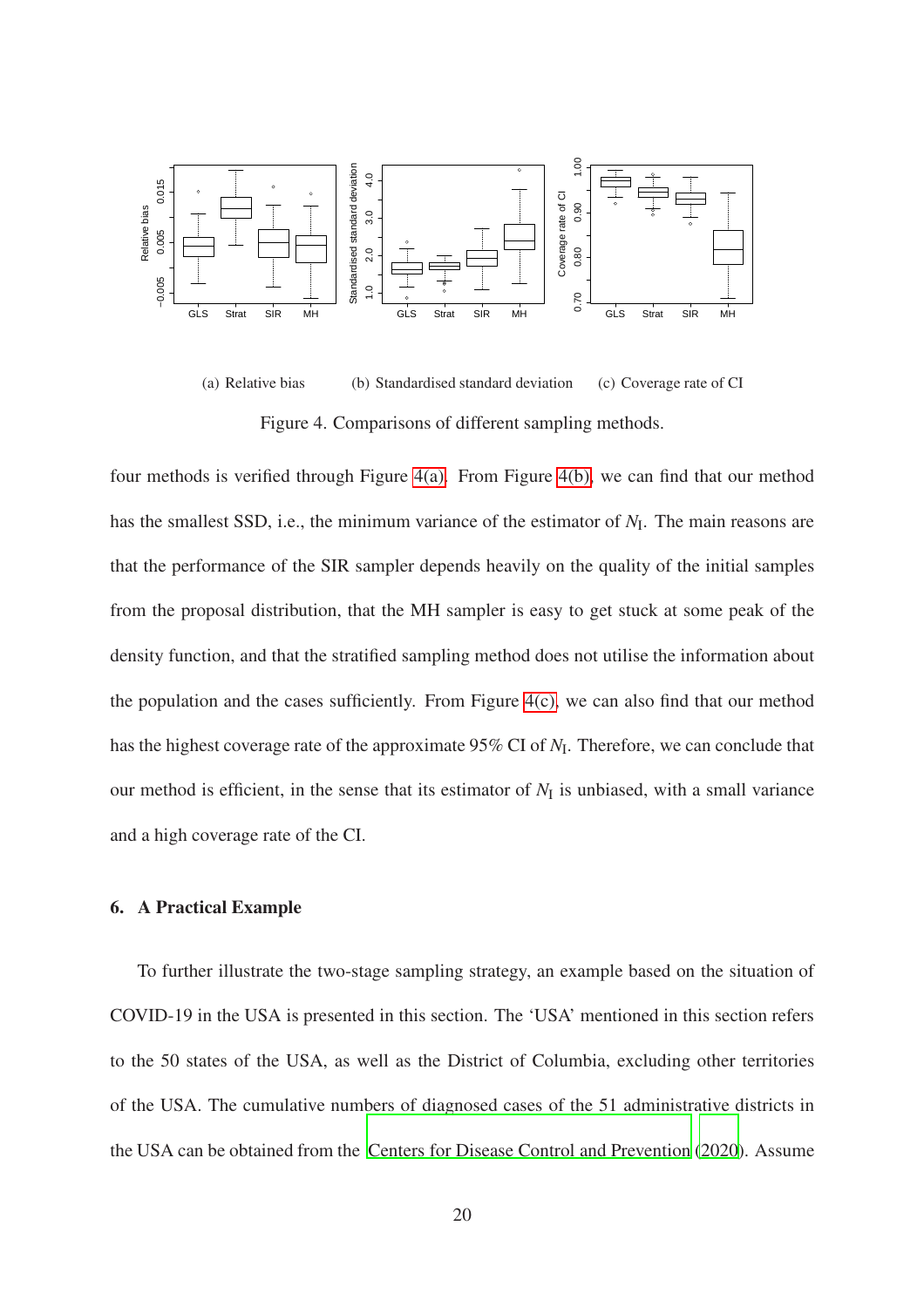(a) Relative bias (b) Standardised standard deviation (c) Coverage rate of CI

Figure 4. Comparisons of different sampling methods.

four methods is verified through Figure 4(a). From Figure 4(b), we can find that our method has the smallest SSD, i.e., the minimum variance of the estimator of $N_{\text{I}}$. The main reasons are that the performance of the SIR sampler depends heavily on the quality of the initial samples from the proposal distribution, that the MH sampler is easy to get stuck at some peak of the density function, and that the stratified sampling method does not utilise the information about the population and the cases sufficiently. From Figure 4(c), we can also find that our method has the highest coverage rate of the approximate 95% CI of $N_{\text{I}}$. Therefore, we can conclude that our method is efficient, in the sense that its estimator of $N_{\text{I}}$ is unbiased, with a small variance and a high coverage rate of the CI.

## 6. A Practical Example

To further illustrate the two-stage sampling strategy, an example based on the situation of COVID-19 in the USA is presented in this section. The 'USA' mentioned in this section refers to the 50 states of the USA, as well as the District of Columbia, excluding other territories of the USA. The cumulative numbers of diagnosed cases of the 51 administrative districts in the USA can be obtained from the Centers for Disease Control and Prevention (2020). Assume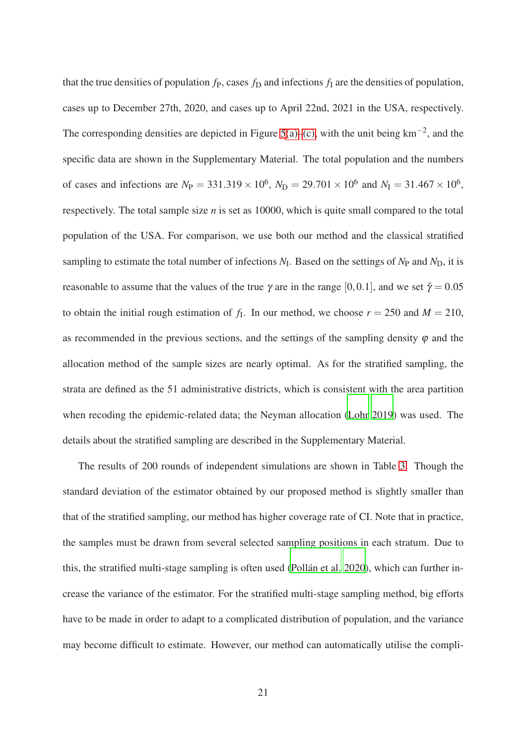that the true densities of population $f_\mathrm{P}$, cases $f_\mathrm{D}$ and infections $f_\mathrm{I}$ are the densities of population, cases up to December 27th, 2020, and cases up to April 22nd, 2021 in the USA, respectively. The corresponding densities are depicted in Figure 5(a)–(c), with the unit being km$^{-2}$, and the specific data are shown in the Supplementary Material. The total population and the numbers of cases and infections are $N_\mathrm{P} = 331.319 \times 10^6$, $N_\mathrm{D} = 29.701 \times 10^6$ and $N_\mathrm{I} = 31.467 \times 10^6$, respectively. The total sample size $n$ is set as 10000, which is quite small compared to the total population of the USA. For comparison, we use both our method and the classical stratified sampling to estimate the total number of infections $N_\mathrm{I}$. Based on the settings of $N_\mathrm{P}$ and $N_\mathrm{D}$, it is reasonable to assume that the values of the true $\gamma$ are in the range $[0, 0.1]$, and we set $\check{\gamma} = 0.05$ to obtain the initial rough estimation of $f_\mathrm{I}$. In our method, we choose $r = 250$ and $M = 210$, as recommended in the previous sections, and the settings of the sampling density $\varphi$ and the allocation method of the sample sizes are nearly optimal. As for the stratified sampling, the strata are defined as the 51 administrative districts, which is consistent with the area partition when recoding the epidemic-related data; the Neyman allocation (Lohr 2019) was used. The details about the stratified sampling are described in the Supplementary Material.

The results of 200 rounds of independent simulations are shown in Table 3. Though the standard deviation of the estimator obtained by our proposed method is slightly smaller than that of the stratified sampling, our method has higher coverage rate of CI. Note that in practice, the samples must be drawn from several selected sampling positions in each stratum. Due to this, the stratified multi-stage sampling is often used (Pollán et al. 2020), which can further increase the variance of the estimator. For the stratified multi-stage sampling method, big efforts have to be made in order to adapt to a complicated distribution of population, and the variance may become difficult to estimate. However, our method can automatically utilise the compli-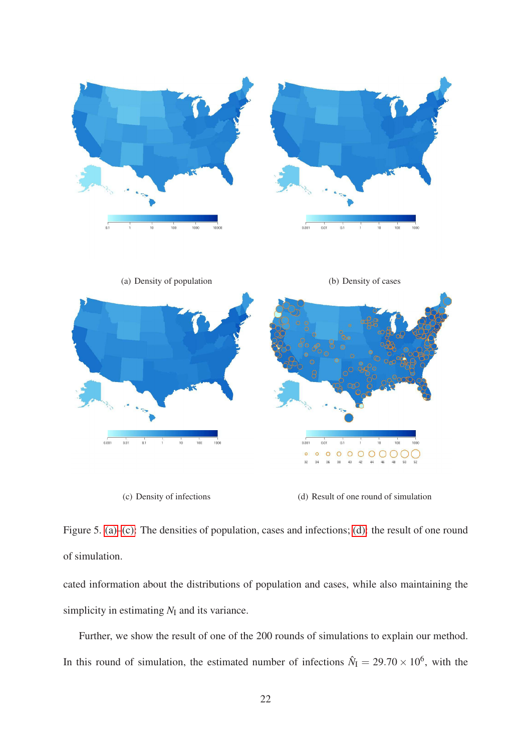(a) Density of population

(b) Density of cases

(c) Density of infections

(d) Result of one round of simulation

Figure 5. (a)–(c): The densities of population, cases and infections; (d): the result of one round of simulation.

cated information about the distributions of population and cases, while also maintaining the simplicity in estimating $N_{\mathrm{I}}$ and its variance.

Further, we show the result of one of the 200 rounds of simulations to explain our method. In this round of simulation, the estimated number of infections $\hat{N}_{\mathrm{I}} = 29.70 \times 10^6$, with the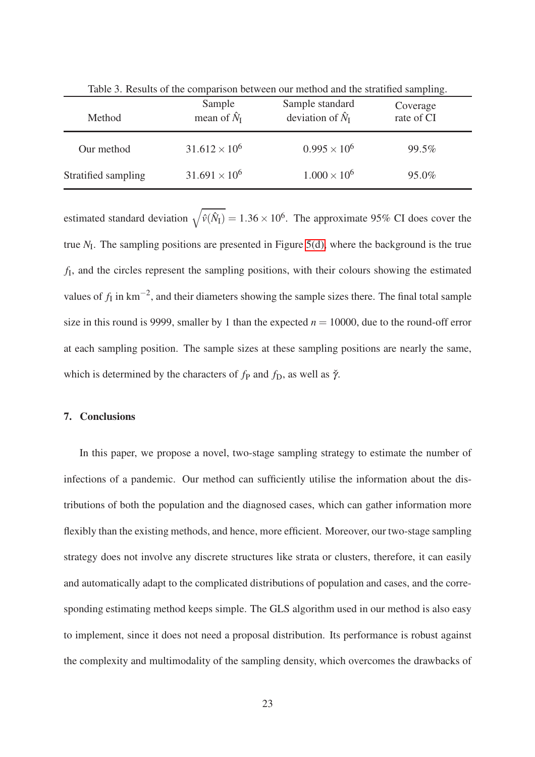Table 3. Results of the comparison between our method and the stratified sampling.

| Method | Sample mean of $\hat{N}_\mathrm{I}$ | Sample standard deviation of $\hat{N}_\mathrm{I}$ | Coverage rate of CI |
|---|---|---|---|
| Our method | $31.612 \times 10^6$ | $0.995 \times 10^6$ | 99.5% |
| Stratified sampling | $31.691 \times 10^6$ | $1.000 \times 10^6$ | 95.0% |

estimated standard deviation $\sqrt{\hat{v}(\hat{N}_\mathrm{I})} = 1.36 \times 10^6$. The approximate 95% CI does cover the true $N_\mathrm{I}$. The sampling positions are presented in Figure 5(d), where the background is the true $f_\mathrm{I}$, and the circles represent the sampling positions, with their colours showing the estimated values of $f_\mathrm{I}$ in $\mathrm{km}^{-2}$, and their diameters showing the sample sizes there. The final total sample size in this round is 9999, smaller by 1 than the expected $n = 10000$, due to the round-off error at each sampling position. The sample sizes at these sampling positions are nearly the same, which is determined by the characters of $f_\mathrm{P}$ and $f_\mathrm{D}$, as well as $\check{\gamma}$.

## 7. Conclusions

In this paper, we propose a novel, two-stage sampling strategy to estimate the number of infections of a pandemic. Our method can sufficiently utilise the information about the distributions of both the population and the diagnosed cases, which can gather information more flexibly than the existing methods, and hence, more efficient. Moreover, our two-stage sampling strategy does not involve any discrete structures like strata or clusters, therefore, it can easily and automatically adapt to the complicated distributions of population and cases, and the corresponding estimating method keeps simple. The GLS algorithm used in our method is also easy to implement, since it does not need a proposal distribution. Its performance is robust against the complexity and multimodality of the sampling density, which overcomes the drawbacks of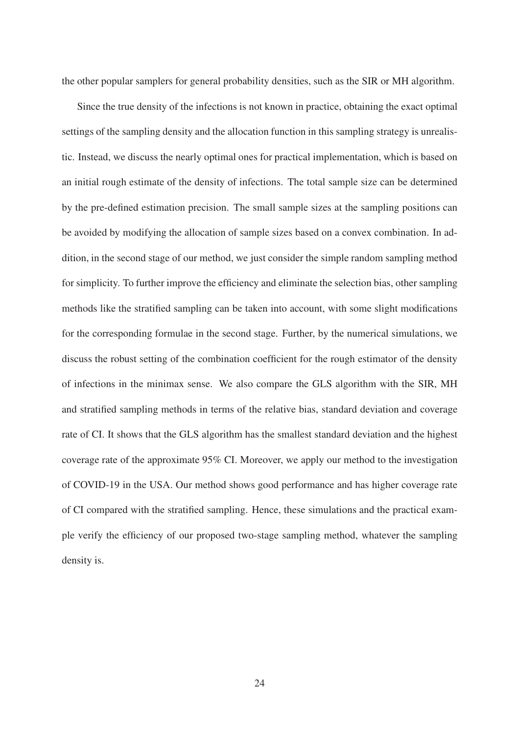the other popular samplers for general probability densities, such as the SIR or MH algorithm.

Since the true density of the infections is not known in practice, obtaining the exact optimal settings of the sampling density and the allocation function in this sampling strategy is unrealistic. Instead, we discuss the nearly optimal ones for practical implementation, which is based on an initial rough estimate of the density of infections. The total sample size can be determined by the pre-defined estimation precision. The small sample sizes at the sampling positions can be avoided by modifying the allocation of sample sizes based on a convex combination. In addition, in the second stage of our method, we just consider the simple random sampling method for simplicity. To further improve the efficiency and eliminate the selection bias, other sampling methods like the stratified sampling can be taken into account, with some slight modifications for the corresponding formulae in the second stage. Further, by the numerical simulations, we discuss the robust setting of the combination coefficient for the rough estimator of the density of infections in the minimax sense. We also compare the GLS algorithm with the SIR, MH and stratified sampling methods in terms of the relative bias, standard deviation and coverage rate of CI. It shows that the GLS algorithm has the smallest standard deviation and the highest coverage rate of the approximate 95% CI. Moreover, we apply our method to the investigation of COVID-19 in the USA. Our method shows good performance and has higher coverage rate of CI compared with the stratified sampling. Hence, these simulations and the practical example verify the efficiency of our proposed two-stage sampling method, whatever the sampling density is.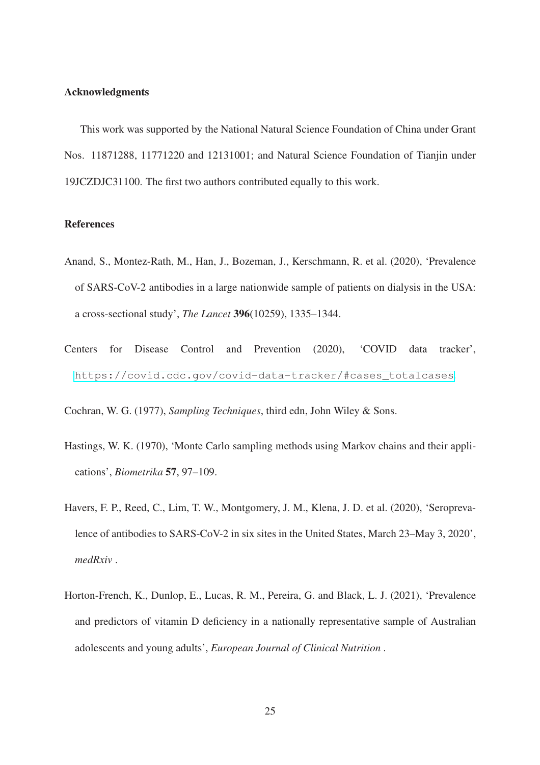## Acknowledgments

This work was supported by the National Natural Science Foundation of China under Grant Nos. 11871288, 11771220 and 12131001; and Natural Science Foundation of Tianjin under 19JCZDJC31100. The first two authors contributed equally to this work.

## References

Anand, S., Montez-Rath, M., Han, J., Bozeman, J., Kerschmann, R. et al. (2020), 'Prevalence of SARS-CoV-2 antibodies in a large nationwide sample of patients on dialysis in the USA: a cross-sectional study', *The Lancet* **396**(10259), 1335–1344.

Centers for Disease Control and Prevention (2020), 'COVID data tracker', https://covid.cdc.gov/covid-data-tracker/#cases_totalcases

Cochran, W. G. (1977), *Sampling Techniques*, third edn, John Wiley & Sons.

Hastings, W. K. (1970), 'Monte Carlo sampling methods using Markov chains and their applications', *Biometrika* **57**, 97–109.

Havers, F. P., Reed, C., Lim, T. W., Montgomery, J. M., Klena, J. D. et al. (2020), 'Seroprevalence of antibodies to SARS-CoV-2 in six sites in the United States, March 23–May 3, 2020', *medRxiv* .

Horton-French, K., Dunlop, E., Lucas, R. M., Pereira, G. and Black, L. J. (2021), 'Prevalence and predictors of vitamin D deficiency in a nationally representative sample of Australian adolescents and young adults', *European Journal of Clinical Nutrition* .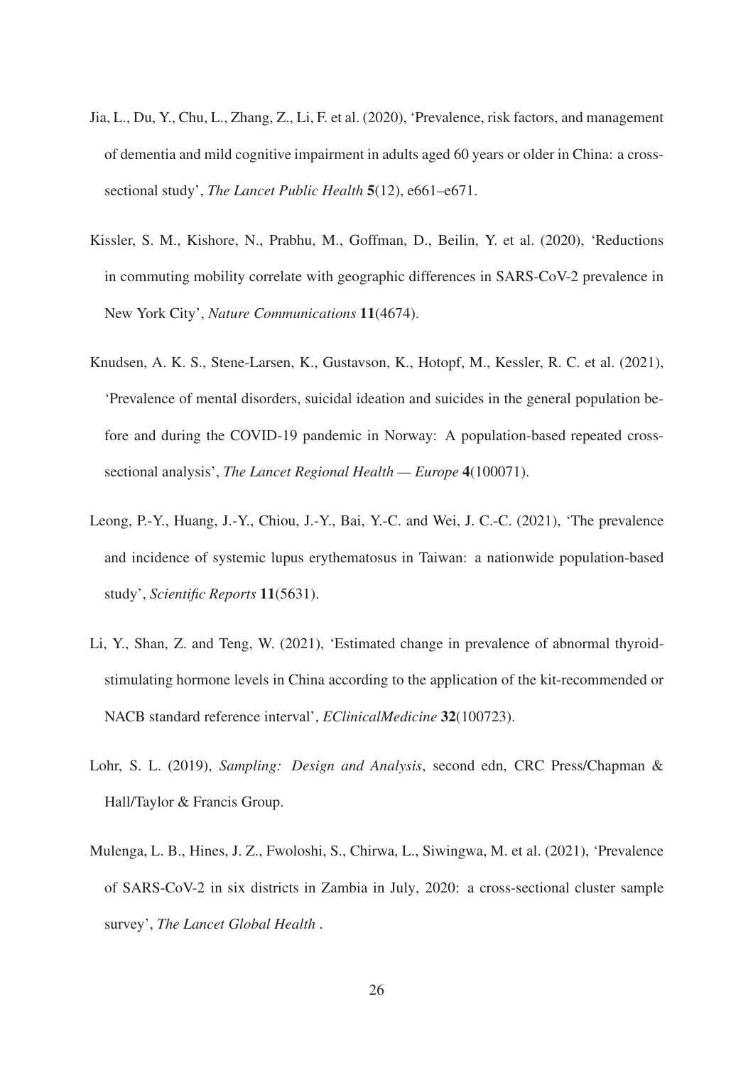Jia, L., Du, Y., Chu, L., Zhang, Z., Li, F. et al. (2020), 'Prevalence, risk factors, and management of dementia and mild cognitive impairment in adults aged 60 years or older in China: a cross-sectional study', *The Lancet Public Health* **5**(12), e661–e671.

Kissler, S. M., Kishore, N., Prabhu, M., Goffman, D., Beilin, Y. et al. (2020), 'Reductions in commuting mobility correlate with geographic differences in SARS-CoV-2 prevalence in New York City', *Nature Communications* **11**(4674).

Knudsen, A. K. S., Stene-Larsen, K., Gustavson, K., Hotopf, M., Kessler, R. C. et al. (2021), 'Prevalence of mental disorders, suicidal ideation and suicides in the general population before and during the COVID-19 pandemic in Norway: A population-based repeated cross-sectional analysis', *The Lancet Regional Health — Europe* **4**(100071).

Leong, P.-Y., Huang, J.-Y., Chiou, J.-Y., Bai, Y.-C. and Wei, J. C.-C. (2021), 'The prevalence and incidence of systemic lupus erythematosus in Taiwan: a nationwide population-based study', *Scientific Reports* **11**(5631).

Li, Y., Shan, Z. and Teng, W. (2021), 'Estimated change in prevalence of abnormal thyroid-stimulating hormone levels in China according to the application of the kit-recommended or NACB standard reference interval', *EClinicalMedicine* **32**(100723).

Lohr, S. L. (2019), *Sampling: Design and Analysis*, second edn, CRC Press/Chapman & Hall/Taylor & Francis Group.

Mulenga, L. B., Hines, J. Z., Fwoloshi, S., Chirwa, L., Siwingwa, M. et al. (2021), 'Prevalence of SARS-CoV-2 in six districts in Zambia in July, 2020: a cross-sectional cluster sample survey', *The Lancet Global Health* .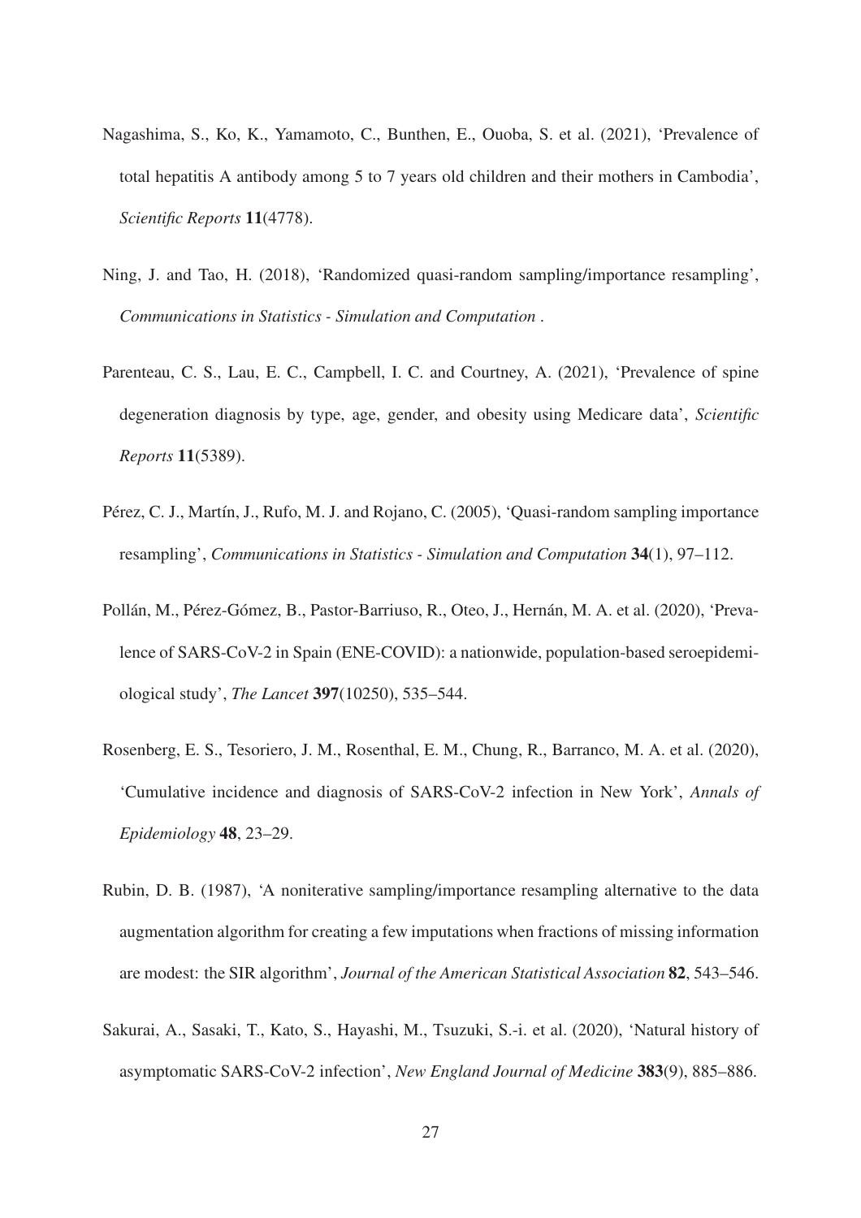Nagashima, S., Ko, K., Yamamoto, C., Bunthen, E., Ouoba, S. et al. (2021), 'Prevalence of total hepatitis A antibody among 5 to 7 years old children and their mothers in Cambodia', *Scientific Reports* **11**(4778).

Ning, J. and Tao, H. (2018), 'Randomized quasi-random sampling/importance resampling', *Communications in Statistics - Simulation and Computation* .

Parenteau, C. S., Lau, E. C., Campbell, I. C. and Courtney, A. (2021), 'Prevalence of spine degeneration diagnosis by type, age, gender, and obesity using Medicare data', *Scientific Reports* **11**(5389).

Pérez, C. J., Martín, J., Rufo, M. J. and Rojano, C. (2005), 'Quasi-random sampling importance resampling', *Communications in Statistics - Simulation and Computation* **34**(1), 97–112.

Pollán, M., Pérez-Gómez, B., Pastor-Barriuso, R., Oteo, J., Hernán, M. A. et al. (2020), 'Prevalence of SARS-CoV-2 in Spain (ENE-COVID): a nationwide, population-based seroepidemiological study', *The Lancet* **397**(10250), 535–544.

Rosenberg, E. S., Tesoriero, J. M., Rosenthal, E. M., Chung, R., Barranco, M. A. et al. (2020), 'Cumulative incidence and diagnosis of SARS-CoV-2 infection in New York', *Annals of Epidemiology* **48**, 23–29.

Rubin, D. B. (1987), 'A noniterative sampling/importance resampling alternative to the data augmentation algorithm for creating a few imputations when fractions of missing information are modest: the SIR algorithm', *Journal of the American Statistical Association* **82**, 543–546.

Sakurai, A., Sasaki, T., Kato, S., Hayashi, M., Tsuzuki, S.-i. et al. (2020), 'Natural history of asymptomatic SARS-CoV-2 infection', *New England Journal of Medicine* **383**(9), 885–886.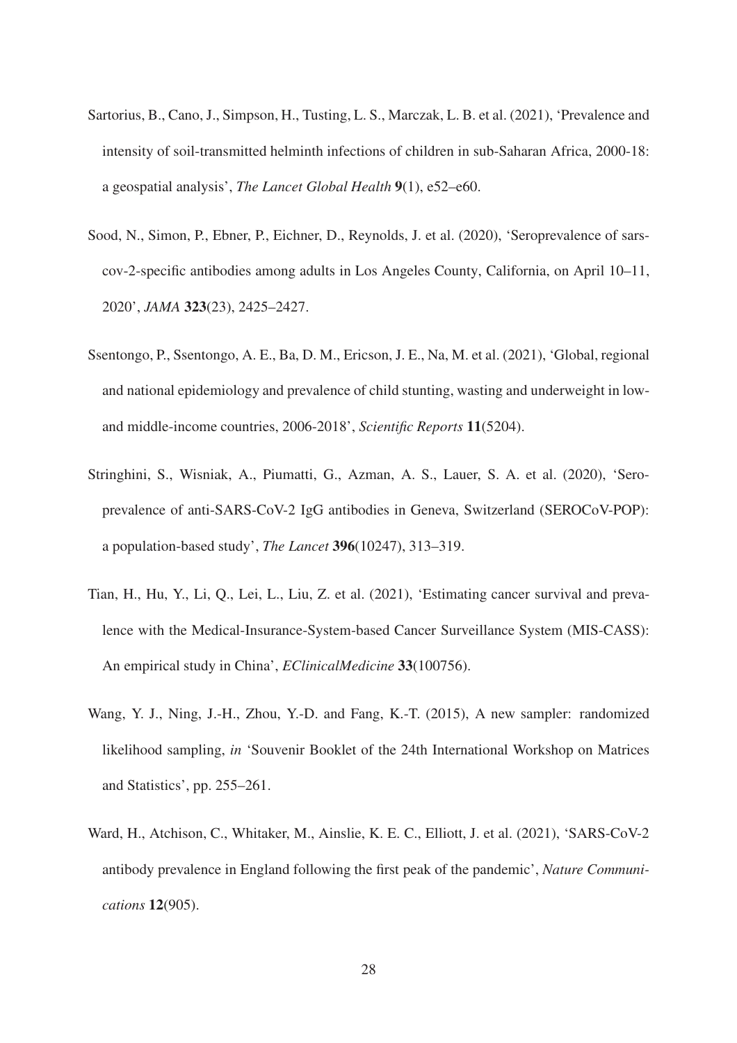Sartorius, B., Cano, J., Simpson, H., Tusting, L. S., Marczak, L. B. et al. (2021), 'Prevalence and intensity of soil-transmitted helminth infections of children in sub-Saharan Africa, 2000-18: a geospatial analysis', *The Lancet Global Health* **9**(1), e52–e60.

Sood, N., Simon, P., Ebner, P., Eichner, D., Reynolds, J. et al. (2020), 'Seroprevalence of sars-cov-2-specific antibodies among adults in Los Angeles County, California, on April 10–11, 2020', *JAMA* **323**(23), 2425–2427.

Ssentongo, P., Ssentongo, A. E., Ba, D. M., Ericson, J. E., Na, M. et al. (2021), 'Global, regional and national epidemiology and prevalence of child stunting, wasting and underweight in low-and middle-income countries, 2006-2018', *Scientific Reports* **11**(5204).

Stringhini, S., Wisniak, A., Piumatti, G., Azman, A. S., Lauer, S. A. et al. (2020), 'Sero-prevalence of anti-SARS-CoV-2 IgG antibodies in Geneva, Switzerland (SEROCoV-POP): a population-based study', *The Lancet* **396**(10247), 313–319.

Tian, H., Hu, Y., Li, Q., Lei, L., Liu, Z. et al. (2021), 'Estimating cancer survival and prevalence with the Medical-Insurance-System-based Cancer Surveillance System (MIS-CASS): An empirical study in China', *EClinicalMedicine* **33**(100756).

Wang, Y. J., Ning, J.-H., Zhou, Y.-D. and Fang, K.-T. (2015), A new sampler: randomized likelihood sampling, *in* 'Souvenir Booklet of the 24th International Workshop on Matrices and Statistics', pp. 255–261.

Ward, H., Atchison, C., Whitaker, M., Ainslie, K. E. C., Elliott, J. et al. (2021), 'SARS-CoV-2 antibody prevalence in England following the first peak of the pandemic', *Nature Communications* **12**(905).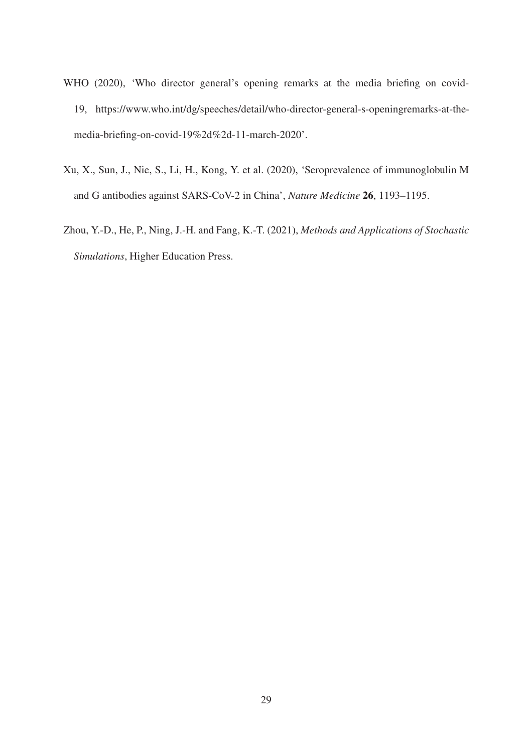WHO (2020), 'Who director general's opening remarks at the media briefing on covid-19, https://www.who.int/dg/speeches/detail/who-director-general-s-openingremarks-at-the-media-briefing-on-covid-19%2d%2d-11-march-2020'.

Xu, X., Sun, J., Nie, S., Li, H., Kong, Y. et al. (2020), 'Seroprevalence of immunoglobulin M and G antibodies against SARS-CoV-2 in China', *Nature Medicine* **26**, 1193–1195.

Zhou, Y.-D., He, P., Ning, J.-H. and Fang, K.-T. (2021), *Methods and Applications of Stochastic Simulations*, Higher Education Press.